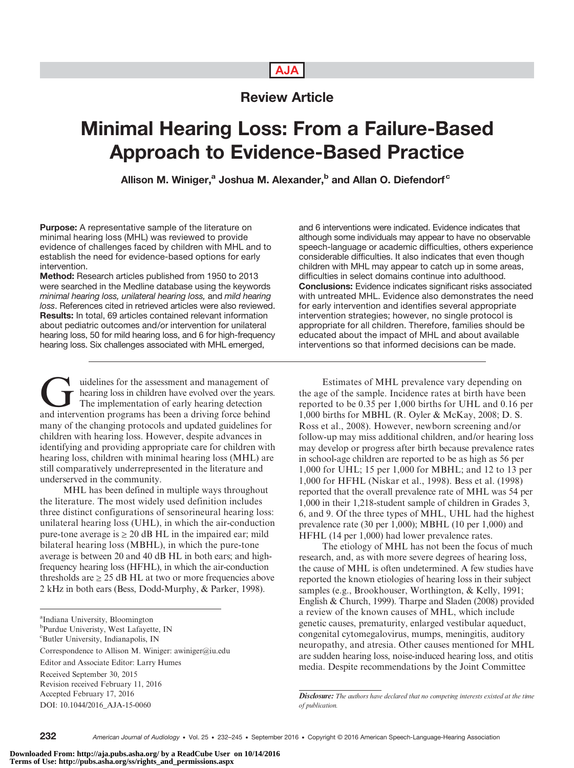Review Article

# Minimal Hearing Loss: From a Failure-Based Approach to Evidence-Based Practice

**Allison M. Winiger,[a] Joshua M. Alexander,[b] and Allan O. Diefendorf[c]**

**Purpose:** A representative sample of the literature on minimal hearing loss (MHL) was reviewed to provide evidence of challenges faced by children with MHL and to establish the need for evidence-based options for early intervention.

**Method:** Research articles published from 1950 to 2013 were searched in the Medline database using the keywords *minimal hearing loss, unilateral hearing loss,* and *mild hearing loss*. References cited in retrieved articles were also reviewed.

**Results:** In total, 69 articles contained relevant information about pediatric outcomes and/or intervention for unilateral hearing loss, 50 for mild hearing loss, and 6 for high-frequency hearing loss. Six challenges associated with MHL emerged, and 6 interventions were indicated. Evidence indicates that although some individuals may appear to have no observable speech-language or academic difficulties, others experience considerable difficulties. It also indicates that even though children with MHL may appear to catch up in some areas, difficulties in select domains continue into adulthood.

**Conclusions:** Evidence indicates significant risks associated with untreated MHL. Evidence also demonstrates the need for early intervention and identifies several appropriate intervention strategies; however, no single protocol is appropriate for all children. Therefore, families should be educated about the impact of MHL and about available interventions so that informed decisions can be made.

Guidelines for the assessment and management of hearing loss in children have evolved over the years. The implementation of early hearing detection and intervention programs has been a driving force behind many of the changing protocols and updated guidelines for children with hearing loss. However, despite advances in identifying and providing appropriate care for children with hearing loss, children with minimal hearing loss (MHL) are still comparatively underrepresented in the literature and underserved in the community.

MHL has been defined in multiple ways throughout the literature. The most widely used definition includes three distinct configurations of sensorineural hearing loss: unilateral hearing loss (UHL), in which the air-conduction pure-tone average is ≥ 20 dB HL in the impaired ear; mild bilateral hearing loss (MBHL), in which the pure-tone average is between 20 and 40 dB HL in both ears; and high-frequency hearing loss (HFHL), in which the air-conduction thresholds are ≥ 25 dB HL at two or more frequencies above 2 kHz in both ears (Bess, Dodd-Murphy, & Parker, 1998).

Estimates of MHL prevalence vary depending on the age of the sample. Incidence rates at birth have been reported to be 0.35 per 1,000 births for UHL and 0.16 per 1,000 births for MBHL (R. Oyler & McKay, 2008; D. S. Ross et al., 2008). However, newborn screening and/or follow-up may miss additional children, and/or hearing loss may develop or progress after birth because prevalence rates in school-age children are reported to be as high as 56 per 1,000 for UHL; 15 per 1,000 for MBHL; and 12 to 13 per 1,000 for HFHL (Niskar et al., 1998). Bess et al. (1998) reported that the overall prevalence rate of MHL was 54 per 1,000 in their 1,218-student sample of children in Grades 3, 6, and 9. Of the three types of MHL, UHL had the highest prevalence rate (30 per 1,000); MBHL (10 per 1,000) and HFHL (14 per 1,000) had lower prevalence rates.

The etiology of MHL has not been the focus of much research, and, as with more severe degrees of hearing loss, the cause of MHL is often undetermined. A few studies have reported the known etiologies of hearing loss in their subject samples (e.g., Brookhouser, Worthington, & Kelly, 1991; English & Church, 1999). Tharpe and Sladen (2008) provided a review of the known causes of MHL, which include genetic causes, prematurity, enlarged vestibular aqueduct, congenital cytomegalovirus, mumps, meningitis, auditory neuropathy, and atresia. Other causes mentioned for MHL are sudden hearing loss, noise-induced hearing loss, and otitis media. Despite recommendations by the Joint Committee

[a]Indiana University, Bloomington
[b]Purdue Univeristy, West Lafayette, IN
[c]Butler University, Indianapolis, IN

Correspondence to Allison M. Winiger: awiniger@iu.edu

Editor and Associate Editor: Larry Humes

Received September 30, 2015
Revision received February 11, 2016
Accepted February 17, 2016
DOI: 10.1044/2016_AJA-15-0060

*Disclosure: The authors have declared that no competing interests existed at the time of publication.*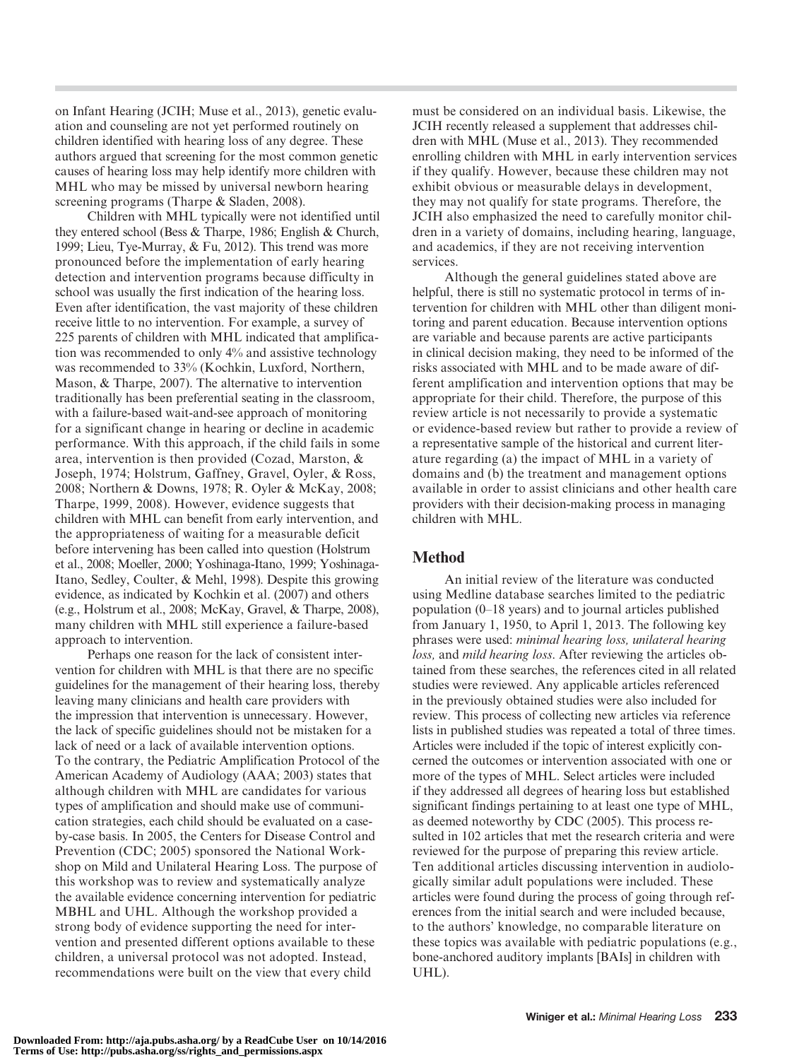on Infant Hearing (JCIH; Muse et al., 2013), genetic evaluation and counseling are not yet performed routinely on children identified with hearing loss of any degree. These authors argued that screening for the most common genetic causes of hearing loss may help identify more children with MHL who may be missed by universal newborn hearing screening programs (Tharpe & Sladen, 2008).

Children with MHL typically were not identified until they entered school (Bess & Tharpe, 1986; English & Church, 1999; Lieu, Tye-Murray, & Fu, 2012). This trend was more pronounced before the implementation of early hearing detection and intervention programs because difficulty in school was usually the first indication of the hearing loss. Even after identification, the vast majority of these children receive little to no intervention. For example, a survey of 225 parents of children with MHL indicated that amplification was recommended to only 4% and assistive technology was recommended to 33% (Kochkin, Luxford, Northern, Mason, & Tharpe, 2007). The alternative to intervention traditionally has been preferential seating in the classroom, with a failure-based wait-and-see approach of monitoring for a significant change in hearing or decline in academic performance. With this approach, if the child fails in some area, intervention is then provided (Cozad, Marston, & Joseph, 1974; Holstrum, Gaffney, Gravel, Oyler, & Ross, 2008; Northern & Downs, 1978; R. Oyler & McKay, 2008; Tharpe, 1999, 2008). However, evidence suggests that children with MHL can benefit from early intervention, and the appropriateness of waiting for a measurable deficit before intervening has been called into question (Holstrum et al., 2008; Moeller, 2000; Yoshinaga-Itano, 1999; Yoshinaga-Itano, Sedley, Coulter, & Mehl, 1998). Despite this growing evidence, as indicated by Kochkin et al. (2007) and others (e.g., Holstrum et al., 2008; McKay, Gravel, & Tharpe, 2008), many children with MHL still experience a failure-based approach to intervention.

Perhaps one reason for the lack of consistent intervention for children with MHL is that there are no specific guidelines for the management of their hearing loss, thereby leaving many clinicians and health care providers with the impression that intervention is unnecessary. However, the lack of specific guidelines should not be mistaken for a lack of need or a lack of available intervention options. To the contrary, the Pediatric Amplification Protocol of the American Academy of Audiology (AAA; 2003) states that although children with MHL are candidates for various types of amplification and should make use of communication strategies, each child should be evaluated on a case-by-case basis. In 2005, the Centers for Disease Control and Prevention (CDC; 2005) sponsored the National Workshop on Mild and Unilateral Hearing Loss. The purpose of this workshop was to review and systematically analyze the available evidence concerning intervention for pediatric MBHL and UHL. Although the workshop provided a strong body of evidence supporting the need for intervention and presented different options available to these children, a universal protocol was not adopted. Instead, recommendations were built on the view that every child must be considered on an individual basis. Likewise, the JCIH recently released a supplement that addresses children with MHL (Muse et al., 2013). They recommended enrolling children with MHL in early intervention services if they qualify. However, because these children may not exhibit obvious or measurable delays in development, they may not qualify for state programs. Therefore, the JCIH also emphasized the need to carefully monitor children in a variety of domains, including hearing, language, and academics, if they are not receiving intervention services.

Although the general guidelines stated above are helpful, there is still no systematic protocol in terms of intervention for children with MHL other than diligent monitoring and parent education. Because intervention options are variable and because parents are active participants in clinical decision making, they need to be informed of the risks associated with MHL and to be made aware of different amplification and intervention options that may be appropriate for their child. Therefore, the purpose of this review article is not necessarily to provide a systematic or evidence-based review but rather to provide a review of a representative sample of the historical and current literature regarding (a) the impact of MHL in a variety of domains and (b) the treatment and management options available in order to assist clinicians and other health care providers with their decision-making process in managing children with MHL.

## Method

An initial review of the literature was conducted using Medline database searches limited to the pediatric population (0–18 years) and to journal articles published from January 1, 1950, to April 1, 2013. The following key phrases were used: *minimal hearing loss, unilateral hearing loss,* and *mild hearing loss*. After reviewing the articles obtained from these searches, the references cited in all related studies were reviewed. Any applicable articles referenced in the previously obtained studies were also included for review. This process of collecting new articles via reference lists in published studies was repeated a total of three times. Articles were included if the topic of interest explicitly concerned the outcomes or intervention associated with one or more of the types of MHL. Select articles were included if they addressed all degrees of hearing loss but established significant findings pertaining to at least one type of MHL, as deemed noteworthy by CDC (2005). This process resulted in 102 articles that met the research criteria and were reviewed for the purpose of preparing this review article. Ten additional articles discussing intervention in audiologically similar adult populations were included. These articles were found during the process of going through references from the initial search and were included because, to the authors' knowledge, no comparable literature on these topics was available with pediatric populations (e.g., bone-anchored auditory implants [BAIs] in children with UHL).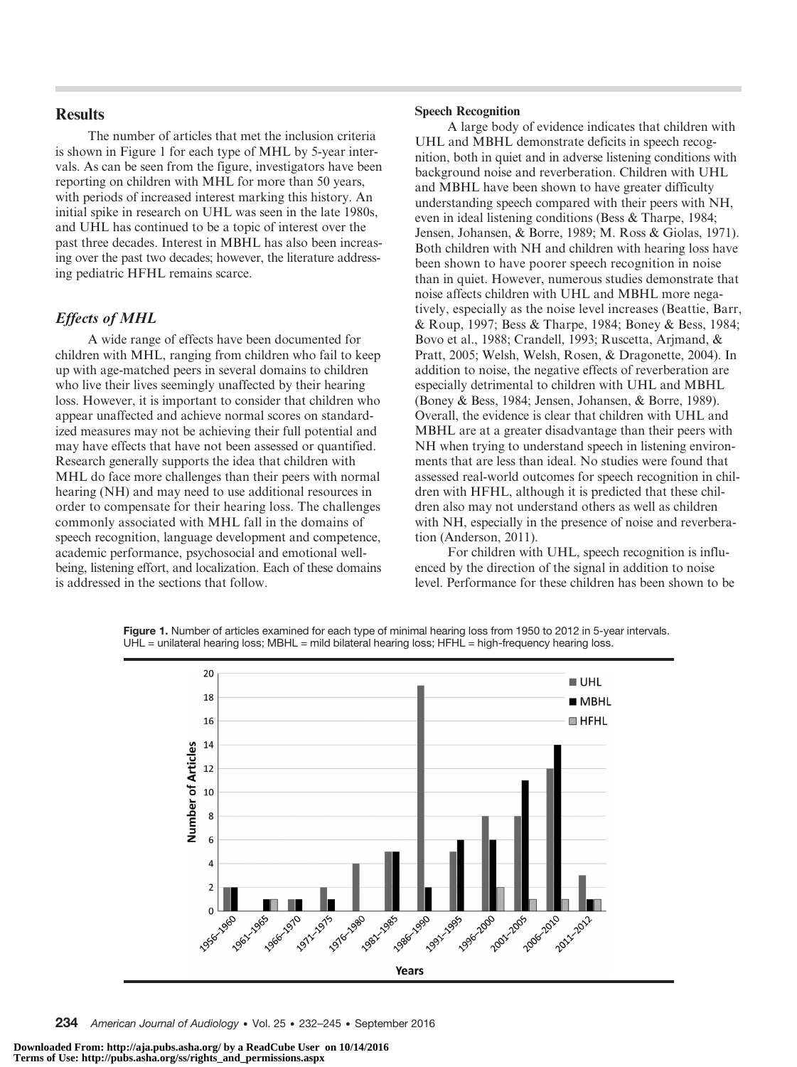## Results

The number of articles that met the inclusion criteria is shown in Figure 1 for each type of MHL by 5-year intervals. As can be seen from the figure, investigators have been reporting on children with MHL for more than 50 years, with periods of increased interest marking this history. An initial spike in research on UHL was seen in the late 1980s, and UHL has continued to be a topic of interest over the past three decades. Interest in MBHL has also been increasing over the past two decades; however, the literature addressing pediatric HFHL remains scarce.

### *Effects of MHL*

A wide range of effects have been documented for children with MHL, ranging from children who fail to keep up with age-matched peers in several domains to children who live their lives seemingly unaffected by their hearing loss. However, it is important to consider that children who appear unaffected and achieve normal scores on standardized measures may not be achieving their full potential and may have effects that have not been assessed or quantified. Research generally supports the idea that children with MHL do face more challenges than their peers with normal hearing (NH) and may need to use additional resources in order to compensate for their hearing loss. The challenges commonly associated with MHL fall in the domains of speech recognition, language development and competence, academic performance, psychosocial and emotional well-being, listening effort, and localization. Each of these domains is addressed in the sections that follow.

#### Speech Recognition

A large body of evidence indicates that children with UHL and MBHL demonstrate deficits in speech recognition, both in quiet and in adverse listening conditions with background noise and reverberation. Children with UHL and MBHL have been shown to have greater difficulty understanding speech compared with their peers with NH, even in ideal listening conditions (Bess & Tharpe, 1984; Jensen, Johansen, & Borre, 1989; M. Ross & Giolas, 1971). Both children with NH and children with hearing loss have been shown to have poorer speech recognition in noise than in quiet. However, numerous studies demonstrate that noise affects children with UHL and MBHL more negatively, especially as the noise level increases (Beattie, Barr, & Roup, 1997; Bess & Tharpe, 1984; Boney & Bess, 1984; Bovo et al., 1988; Crandell, 1993; Ruscetta, Arjmand, & Pratt, 2005; Welsh, Welsh, Rosen, & Dragonette, 2004). In addition to noise, the negative effects of reverberation are especially detrimental to children with UHL and MBHL (Boney & Bess, 1984; Jensen, Johansen, & Borre, 1989). Overall, the evidence is clear that children with UHL and MBHL are at a greater disadvantage than their peers with NH when trying to understand speech in listening environments that are less than ideal. No studies were found that assessed real-world outcomes for speech recognition in children with HFHL, although it is predicted that these children also may not understand others as well as children with NH, especially in the presence of noise and reverberation (Anderson, 2011).

For children with UHL, speech recognition is influenced by the direction of the signal in addition to noise level. Performance for these children has been shown to be

**Figure 1.** Number of articles examined for each type of minimal hearing loss from 1950 to 2012 in 5-year intervals. UHL = unilateral hearing loss; MBHL = mild bilateral hearing loss; HFHL = high-frequency hearing loss.

| Years | UHL | MBHL | HFHL |
|---|---|---|---|
| 1956–1960 | 2 | 2 | 0 |
| 1961–1965 | 0 | 1 | 1 |
| 1966–1970 | 1 | 1 | 0 |
| 1971–1975 | 2 | 1 | 0 |
| 1976–1980 | 4 | 0 | 0 |
| 1981–1985 | 5 | 5 | 0 |
| 1986–1990 | 19 | 2 | 0 |
| 1991–1995 | 5 | 6 | 0 |
| 1996–2000 | 8 | 6 | 2 |
| 2001–2005 | 8 | 11 | 1 |
| 2006–2010 | 12 | 14 | 1 |
| 2011–2012 | 3 | 1 | 1 |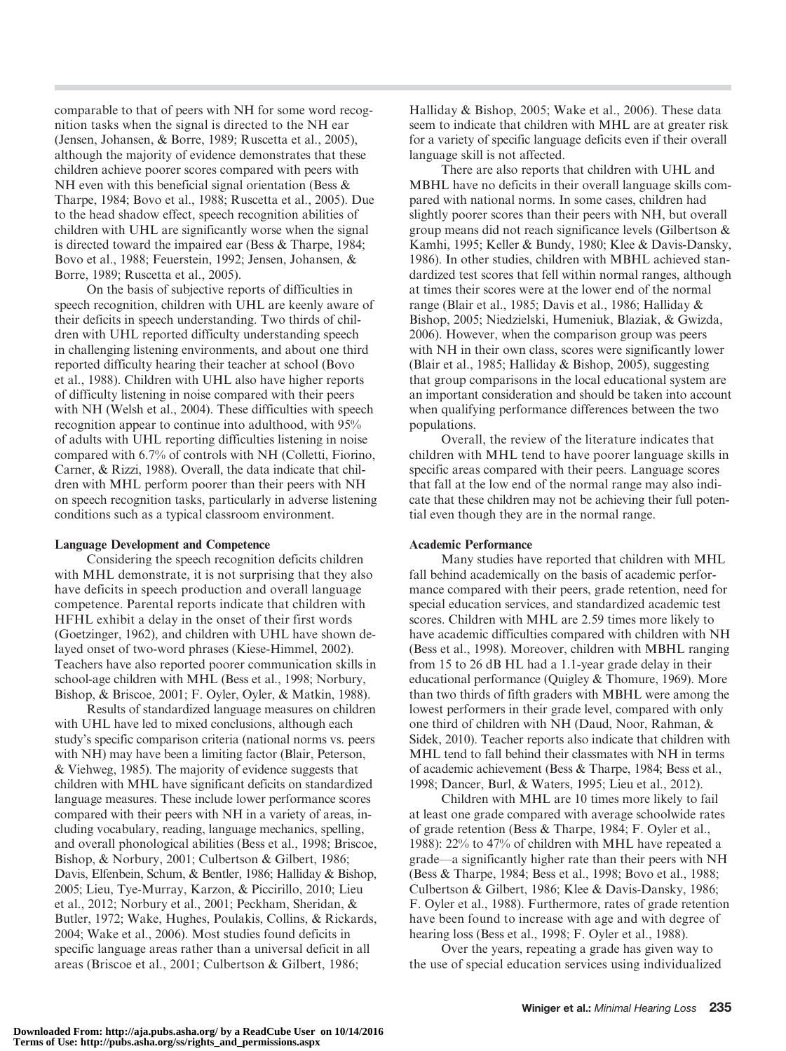comparable to that of peers with NH for some word recognition tasks when the signal is directed to the NH ear (Jensen, Johansen, & Borre, 1989; Ruscetta et al., 2005), although the majority of evidence demonstrates that these children achieve poorer scores compared with peers with NH even with this beneficial signal orientation (Bess & Tharpe, 1984; Bovo et al., 1988; Ruscetta et al., 2005). Due to the head shadow effect, speech recognition abilities of children with UHL are significantly worse when the signal is directed toward the impaired ear (Bess & Tharpe, 1984; Bovo et al., 1988; Feuerstein, 1992; Jensen, Johansen, & Borre, 1989; Ruscetta et al., 2005).

On the basis of subjective reports of difficulties in speech recognition, children with UHL are keenly aware of their deficits in speech understanding. Two thirds of children with UHL reported difficulty understanding speech in challenging listening environments, and about one third reported difficulty hearing their teacher at school (Bovo et al., 1988). Children with UHL also have higher reports of difficulty listening in noise compared with their peers with NH (Welsh et al., 2004). These difficulties with speech recognition appear to continue into adulthood, with 95% of adults with UHL reporting difficulties listening in noise compared with 6.7% of controls with NH (Colletti, Fiorino, Carner, & Rizzi, 1988). Overall, the data indicate that children with MHL perform poorer than their peers with NH on speech recognition tasks, particularly in adverse listening conditions such as a typical classroom environment.

### Language Development and Competence

Considering the speech recognition deficits children with MHL demonstrate, it is not surprising that they also have deficits in speech production and overall language competence. Parental reports indicate that children with HFHL exhibit a delay in the onset of their first words (Goetzinger, 1962), and children with UHL have shown delayed onset of two-word phrases (Kiese-Himmel, 2002). Teachers have also reported poorer communication skills in school-age children with MHL (Bess et al., 1998; Norbury, Bishop, & Briscoe, 2001; F. Oyler, Oyler, & Matkin, 1988).

Results of standardized language measures on children with UHL have led to mixed conclusions, although each study's specific comparison criteria (national norms vs. peers with NH) may have been a limiting factor (Blair, Peterson, & Viehweg, 1985). The majority of evidence suggests that children with MHL have significant deficits on standardized language measures. These include lower performance scores compared with their peers with NH in a variety of areas, including vocabulary, reading, language mechanics, spelling, and overall phonological abilities (Bess et al., 1998; Briscoe, Bishop, & Norbury, 2001; Culbertson & Gilbert, 1986; Davis, Elfenbein, Schum, & Bentler, 1986; Halliday & Bishop, 2005; Lieu, Tye-Murray, Karzon, & Piccirillo, 2010; Lieu et al., 2012; Norbury et al., 2001; Peckham, Sheridan, & Butler, 1972; Wake, Hughes, Poulakis, Collins, & Rickards, 2004; Wake et al., 2006). Most studies found deficits in specific language areas rather than a universal deficit in all areas (Briscoe et al., 2001; Culbertson & Gilbert, 1986; Halliday & Bishop, 2005; Wake et al., 2006). These data seem to indicate that children with MHL are at greater risk for a variety of specific language deficits even if their overall language skill is not affected.

There are also reports that children with UHL and MBHL have no deficits in their overall language skills compared with national norms. In some cases, children had slightly poorer scores than their peers with NH, but overall group means did not reach significance levels (Gilbertson & Kamhi, 1995; Keller & Bundy, 1980; Klee & Davis-Dansky, 1986). In other studies, children with MBHL achieved standardized test scores that fell within normal ranges, although at times their scores were at the lower end of the normal range (Blair et al., 1985; Davis et al., 1986; Halliday & Bishop, 2005; Niedzielski, Humeniuk, Blaziak, & Gwizda, 2006). However, when the comparison group was peers with NH in their own class, scores were significantly lower (Blair et al., 1985; Halliday & Bishop, 2005), suggesting that group comparisons in the local educational system are an important consideration and should be taken into account when qualifying performance differences between the two populations.

Overall, the review of the literature indicates that children with MHL tend to have poorer language skills in specific areas compared with their peers. Language scores that fall at the low end of the normal range may also indicate that these children may not be achieving their full potential even though they are in the normal range.

### Academic Performance

Many studies have reported that children with MHL fall behind academically on the basis of academic performance compared with their peers, grade retention, need for special education services, and standardized academic test scores. Children with MHL are 2.59 times more likely to have academic difficulties compared with children with NH (Bess et al., 1998). Moreover, children with MBHL ranging from 15 to 26 dB HL had a 1.1-year grade delay in their educational performance (Quigley & Thomure, 1969). More than two thirds of fifth graders with MBHL were among the lowest performers in their grade level, compared with only one third of children with NH (Daud, Noor, Rahman, & Sidek, 2010). Teacher reports also indicate that children with MHL tend to fall behind their classmates with NH in terms of academic achievement (Bess & Tharpe, 1984; Bess et al., 1998; Dancer, Burl, & Waters, 1995; Lieu et al., 2012).

Children with MHL are 10 times more likely to fail at least one grade compared with average schoolwide rates of grade retention (Bess & Tharpe, 1984; F. Oyler et al., 1988): 22% to 47% of children with MHL have repeated a grade—a significantly higher rate than their peers with NH (Bess & Tharpe, 1984; Bess et al., 1998; Bovo et al., 1988; Culbertson & Gilbert, 1986; Klee & Davis-Dansky, 1986; F. Oyler et al., 1988). Furthermore, rates of grade retention have been found to increase with age and with degree of hearing loss (Bess et al., 1998; F. Oyler et al., 1988).

Over the years, repeating a grade has given way to the use of special education services using individualized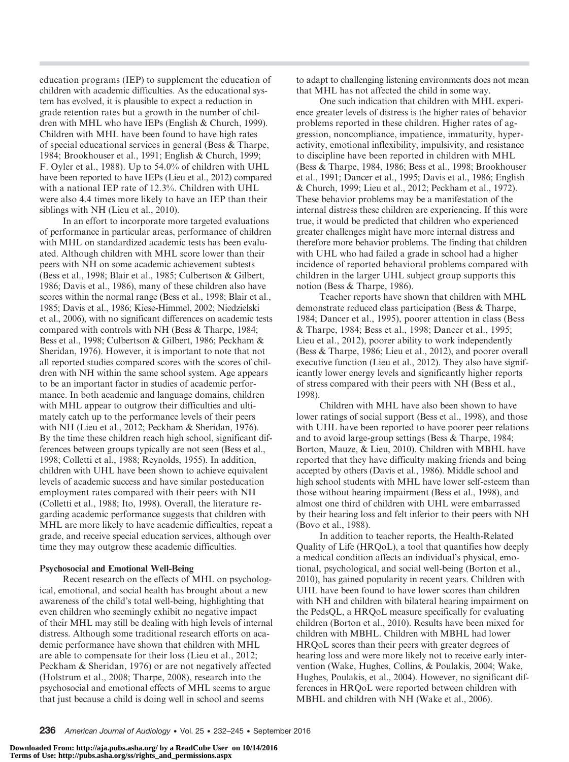education programs (IEP) to supplement the education of children with academic difficulties. As the educational system has evolved, it is plausible to expect a reduction in grade retention rates but a growth in the number of children with MHL who have IEPs (English & Church, 1999). Children with MHL have been found to have high rates of special educational services in general (Bess & Tharpe, 1984; Brookhouser et al., 1991; English & Church, 1999; F. Oyler et al., 1988). Up to 54.0% of children with UHL have been reported to have IEPs (Lieu et al., 2012) compared with a national IEP rate of 12.3%. Children with UHL were also 4.4 times more likely to have an IEP than their siblings with NH (Lieu et al., 2010).

In an effort to incorporate more targeted evaluations of performance in particular areas, performance of children with MHL on standardized academic tests has been evaluated. Although children with MHL score lower than their peers with NH on some academic achievement subtests (Bess et al., 1998; Blair et al., 1985; Culbertson & Gilbert, 1986; Davis et al., 1986), many of these children also have scores within the normal range (Bess et al., 1998; Blair et al., 1985; Davis et al., 1986; Kiese-Himmel, 2002; Niedzielski et al., 2006), with no significant differences on academic tests compared with controls with NH (Bess & Tharpe, 1984; Bess et al., 1998; Culbertson & Gilbert, 1986; Peckham & Sheridan, 1976). However, it is important to note that not all reported studies compared scores with the scores of children with NH within the same school system. Age appears to be an important factor in studies of academic performance. In both academic and language domains, children with MHL appear to outgrow their difficulties and ultimately catch up to the performance levels of their peers with NH (Lieu et al., 2012; Peckham & Sheridan, 1976). By the time these children reach high school, significant differences between groups typically are not seen (Bess et al., 1998; Colletti et al., 1988; Reynolds, 1955). In addition, children with UHL have been shown to achieve equivalent levels of academic success and have similar posteducation employment rates compared with their peers with NH (Colletti et al., 1988; Ito, 1998). Overall, the literature regarding academic performance suggests that children with MHL are more likely to have academic difficulties, repeat a grade, and receive special education services, although over time they may outgrow these academic difficulties.

### Psychosocial and Emotional Well-Being

Recent research on the effects of MHL on psychological, emotional, and social health has brought about a new awareness of the child's total well-being, highlighting that even children who seemingly exhibit no negative impact of their MHL may still be dealing with high levels of internal distress. Although some traditional research efforts on academic performance have shown that children with MHL are able to compensate for their loss (Lieu et al., 2012; Peckham & Sheridan, 1976) or are not negatively affected (Holstrum et al., 2008; Tharpe, 2008), research into the psychosocial and emotional effects of MHL seems to argue that just because a child is doing well in school and seems to adapt to challenging listening environments does not mean that MHL has not affected the child in some way.

One such indication that children with MHL experience greater levels of distress is the higher rates of behavior problems reported in these children. Higher rates of aggression, noncompliance, impatience, immaturity, hyperactivity, emotional inflexibility, impulsivity, and resistance to discipline have been reported in children with MHL (Bess & Tharpe, 1984, 1986; Bess et al., 1998; Brookhouser et al., 1991; Dancer et al., 1995; Davis et al., 1986; English & Church, 1999; Lieu et al., 2012; Peckham et al., 1972). These behavior problems may be a manifestation of the internal distress these children are experiencing. If this were true, it would be predicted that children who experienced greater challenges might have more internal distress and therefore more behavior problems. The finding that children with UHL who had failed a grade in school had a higher incidence of reported behavioral problems compared with children in the larger UHL subject group supports this notion (Bess & Tharpe, 1986).

Teacher reports have shown that children with MHL demonstrate reduced class participation (Bess & Tharpe, 1984; Dancer et al., 1995), poorer attention in class (Bess & Tharpe, 1984; Bess et al., 1998; Dancer et al., 1995; Lieu et al., 2012), poorer ability to work independently (Bess & Tharpe, 1986; Lieu et al., 2012), and poorer overall executive function (Lieu et al., 2012). They also have significantly lower energy levels and significantly higher reports of stress compared with their peers with NH (Bess et al., 1998).

Children with MHL have also been shown to have lower ratings of social support (Bess et al., 1998), and those with UHL have been reported to have poorer peer relations and to avoid large-group settings (Bess & Tharpe, 1984; Borton, Mauze, & Lieu, 2010). Children with MBHL have reported that they have difficulty making friends and being accepted by others (Davis et al., 1986). Middle school and high school students with MHL have lower self-esteem than those without hearing impairment (Bess et al., 1998), and almost one third of children with UHL were embarrassed by their hearing loss and felt inferior to their peers with NH (Bovo et al., 1988).

In addition to teacher reports, the Health-Related Quality of Life (HRQoL), a tool that quantifies how deeply a medical condition affects an individual's physical, emotional, psychological, and social well-being (Borton et al., 2010), has gained popularity in recent years. Children with UHL have been found to have lower scores than children with NH and children with bilateral hearing impairment on the PedsQL, a HRQoL measure specifically for evaluating children (Borton et al., 2010). Results have been mixed for children with MBHL. Children with MBHL had lower HRQoL scores than their peers with greater degrees of hearing loss and were more likely not to receive early intervention (Wake, Hughes, Collins, & Poulakis, 2004; Wake, Hughes, Poulakis, et al., 2004). However, no significant differences in HRQoL were reported between children with MBHL and children with NH (Wake et al., 2006).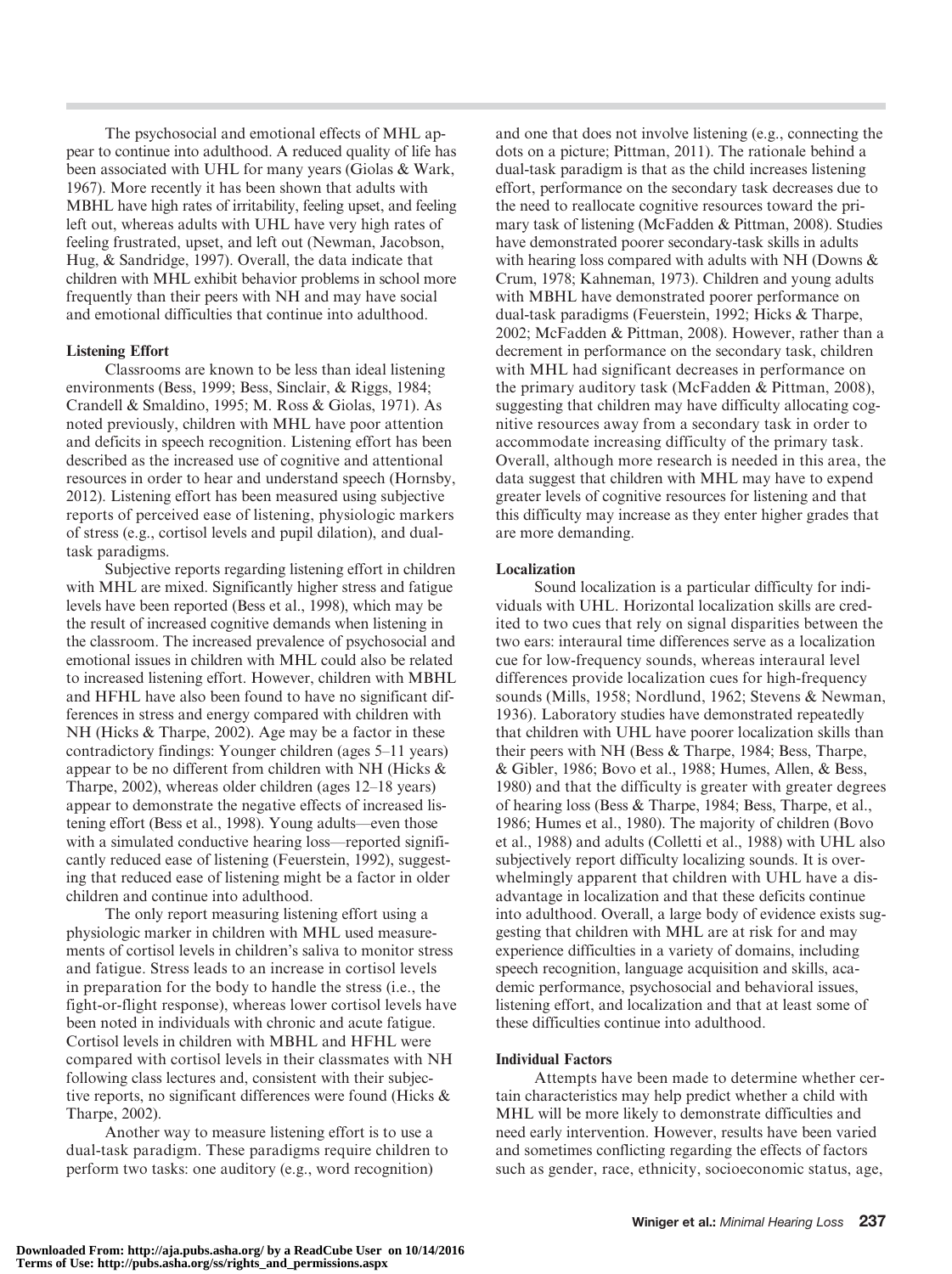The psychosocial and emotional effects of MHL appear to continue into adulthood. A reduced quality of life has been associated with UHL for many years (Giolas & Wark, 1967). More recently it has been shown that adults with MBHL have high rates of irritability, feeling upset, and feeling left out, whereas adults with UHL have very high rates of feeling frustrated, upset, and left out (Newman, Jacobson, Hug, & Sandridge, 1997). Overall, the data indicate that children with MHL exhibit behavior problems in school more frequently than their peers with NH and may have social and emotional difficulties that continue into adulthood.

### Listening Effort

Classrooms are known to be less than ideal listening environments (Bess, 1999; Bess, Sinclair, & Riggs, 1984; Crandell & Smaldino, 1995; M. Ross & Giolas, 1971). As noted previously, children with MHL have poor attention and deficits in speech recognition. Listening effort has been described as the increased use of cognitive and attentional resources in order to hear and understand speech (Hornsby, 2012). Listening effort has been measured using subjective reports of perceived ease of listening, physiologic markers of stress (e.g., cortisol levels and pupil dilation), and dual-task paradigms.

Subjective reports regarding listening effort in children with MHL are mixed. Significantly higher stress and fatigue levels have been reported (Bess et al., 1998), which may be the result of increased cognitive demands when listening in the classroom. The increased prevalence of psychosocial and emotional issues in children with MHL could also be related to increased listening effort. However, children with MBHL and HFHL have also been found to have no significant differences in stress and energy compared with children with NH (Hicks & Tharpe, 2002). Age may be a factor in these contradictory findings: Younger children (ages 5–11 years) appear to be no different from children with NH (Hicks & Tharpe, 2002), whereas older children (ages 12–18 years) appear to demonstrate the negative effects of increased listening effort (Bess et al., 1998). Young adults—even those with a simulated conductive hearing loss—reported significantly reduced ease of listening (Feuerstein, 1992), suggesting that reduced ease of listening might be a factor in older children and continue into adulthood.

The only report measuring listening effort using a physiologic marker in children with MHL used measurements of cortisol levels in children's saliva to monitor stress and fatigue. Stress leads to an increase in cortisol levels in preparation for the body to handle the stress (i.e., the fight-or-flight response), whereas lower cortisol levels have been noted in individuals with chronic and acute fatigue. Cortisol levels in children with MBHL and HFHL were compared with cortisol levels in their classmates with NH following class lectures and, consistent with their subjective reports, no significant differences were found (Hicks & Tharpe, 2002).

Another way to measure listening effort is to use a dual-task paradigm. These paradigms require children to perform two tasks: one auditory (e.g., word recognition) and one that does not involve listening (e.g., connecting the dots on a picture; Pittman, 2011). The rationale behind a dual-task paradigm is that as the child increases listening effort, performance on the secondary task decreases due to the need to reallocate cognitive resources toward the primary task of listening (McFadden & Pittman, 2008). Studies have demonstrated poorer secondary-task skills in adults with hearing loss compared with adults with NH (Downs & Crum, 1978; Kahneman, 1973). Children and young adults with MBHL have demonstrated poorer performance on dual-task paradigms (Feuerstein, 1992; Hicks & Tharpe, 2002; McFadden & Pittman, 2008). However, rather than a decrement in performance on the secondary task, children with MHL had significant decreases in performance on the primary auditory task (McFadden & Pittman, 2008), suggesting that children may have difficulty allocating cognitive resources away from a secondary task in order to accommodate increasing difficulty of the primary task. Overall, although more research is needed in this area, the data suggest that children with MHL may have to expend greater levels of cognitive resources for listening and that this difficulty may increase as they enter higher grades that are more demanding.

### Localization

Sound localization is a particular difficulty for individuals with UHL. Horizontal localization skills are credited to two cues that rely on signal disparities between the two ears: interaural time differences serve as a localization cue for low-frequency sounds, whereas interaural level differences provide localization cues for high-frequency sounds (Mills, 1958; Nordlund, 1962; Stevens & Newman, 1936). Laboratory studies have demonstrated repeatedly that children with UHL have poorer localization skills than their peers with NH (Bess & Tharpe, 1984; Bess, Tharpe, & Gibler, 1986; Bovo et al., 1988; Humes, Allen, & Bess, 1980) and that the difficulty is greater with greater degrees of hearing loss (Bess & Tharpe, 1984; Bess, Tharpe, et al., 1986; Humes et al., 1980). The majority of children (Bovo et al., 1988) and adults (Colletti et al., 1988) with UHL also subjectively report difficulty localizing sounds. It is overwhelmingly apparent that children with UHL have a disadvantage in localization and that these deficits continue into adulthood. Overall, a large body of evidence exists suggesting that children with MHL are at risk for and may experience difficulties in a variety of domains, including speech recognition, language acquisition and skills, academic performance, psychosocial and behavioral issues, listening effort, and localization and that at least some of these difficulties continue into adulthood.

### Individual Factors

Attempts have been made to determine whether certain characteristics may help predict whether a child with MHL will be more likely to demonstrate difficulties and need early intervention. However, results have been varied and sometimes conflicting regarding the effects of factors such as gender, race, ethnicity, socioeconomic status, age,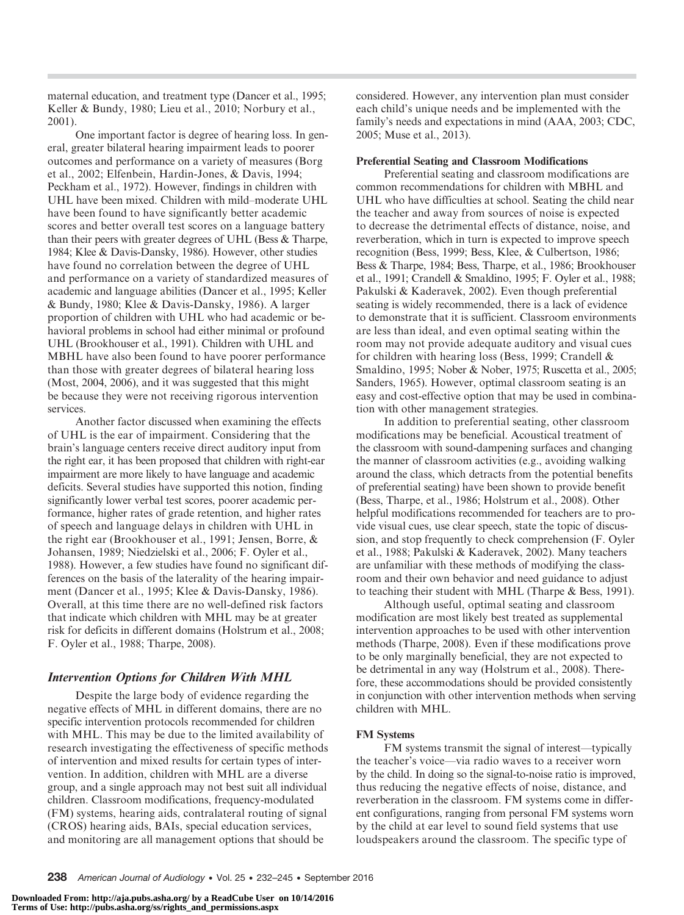maternal education, and treatment type (Dancer et al., 1995; Keller & Bundy, 1980; Lieu et al., 2010; Norbury et al., 2001).

One important factor is degree of hearing loss. In general, greater bilateral hearing impairment leads to poorer outcomes and performance on a variety of measures (Borg et al., 2002; Elfenbein, Hardin-Jones, & Davis, 1994; Peckham et al., 1972). However, findings in children with UHL have been mixed. Children with mild–moderate UHL have been found to have significantly better academic scores and better overall test scores on a language battery than their peers with greater degrees of UHL (Bess & Tharpe, 1984; Klee & Davis-Dansky, 1986). However, other studies have found no correlation between the degree of UHL and performance on a variety of standardized measures of academic and language abilities (Dancer et al., 1995; Keller & Bundy, 1980; Klee & Davis-Dansky, 1986). A larger proportion of children with UHL who had academic or behavioral problems in school had either minimal or profound UHL (Brookhouser et al., 1991). Children with UHL and MBHL have also been found to have poorer performance than those with greater degrees of bilateral hearing loss (Most, 2004, 2006), and it was suggested that this might be because they were not receiving rigorous intervention services.

Another factor discussed when examining the effects of UHL is the ear of impairment. Considering that the brain's language centers receive direct auditory input from the right ear, it has been proposed that children with right-ear impairment are more likely to have language and academic deficits. Several studies have supported this notion, finding significantly lower verbal test scores, poorer academic performance, higher rates of grade retention, and higher rates of speech and language delays in children with UHL in the right ear (Brookhouser et al., 1991; Jensen, Borre, & Johansen, 1989; Niedzielski et al., 2006; F. Oyler et al., 1988). However, a few studies have found no significant differences on the basis of the laterality of the hearing impairment (Dancer et al., 1995; Klee & Davis-Dansky, 1986). Overall, at this time there are no well-defined risk factors that indicate which children with MHL may be at greater risk for deficits in different domains (Holstrum et al., 2008; F. Oyler et al., 1988; Tharpe, 2008).

## *Intervention Options for Children With MHL*

Despite the large body of evidence regarding the negative effects of MHL in different domains, there are no specific intervention protocols recommended for children with MHL. This may be due to the limited availability of research investigating the effectiveness of specific methods of intervention and mixed results for certain types of intervention. In addition, children with MHL are a diverse group, and a single approach may not best suit all individual children. Classroom modifications, frequency-modulated (FM) systems, hearing aids, contralateral routing of signal (CROS) hearing aids, BAIs, special education services, and monitoring are all management options that should be considered. However, any intervention plan must consider each child's unique needs and be implemented with the family's needs and expectations in mind (AAA, 2003; CDC, 2005; Muse et al., 2013).

### Preferential Seating and Classroom Modifications

Preferential seating and classroom modifications are common recommendations for children with MBHL and UHL who have difficulties at school. Seating the child near the teacher and away from sources of noise is expected to decrease the detrimental effects of distance, noise, and reverberation, which in turn is expected to improve speech recognition (Bess, 1999; Bess, Klee, & Culbertson, 1986; Bess & Tharpe, 1984; Bess, Tharpe, et al., 1986; Brookhouser et al., 1991; Crandell & Smaldino, 1995; F. Oyler et al., 1988; Pakulski & Kaderavek, 2002). Even though preferential seating is widely recommended, there is a lack of evidence to demonstrate that it is sufficient. Classroom environments are less than ideal, and even optimal seating within the room may not provide adequate auditory and visual cues for children with hearing loss (Bess, 1999; Crandell & Smaldino, 1995; Nober & Nober, 1975; Ruscetta et al., 2005; Sanders, 1965). However, optimal classroom seating is an easy and cost-effective option that may be used in combination with other management strategies.

In addition to preferential seating, other classroom modifications may be beneficial. Acoustical treatment of the classroom with sound-dampening surfaces and changing the manner of classroom activities (e.g., avoiding walking around the class, which detracts from the potential benefits of preferential seating) have been shown to provide benefit (Bess, Tharpe, et al., 1986; Holstrum et al., 2008). Other helpful modifications recommended for teachers are to provide visual cues, use clear speech, state the topic of discussion, and stop frequently to check comprehension (F. Oyler et al., 1988; Pakulski & Kaderavek, 2002). Many teachers are unfamiliar with these methods of modifying the classroom and their own behavior and need guidance to adjust to teaching their student with MHL (Tharpe & Bess, 1991).

Although useful, optimal seating and classroom modification are most likely best treated as supplemental intervention approaches to be used with other intervention methods (Tharpe, 2008). Even if these modifications prove to be only marginally beneficial, they are not expected to be detrimental in any way (Holstrum et al., 2008). Therefore, these accommodations should be provided consistently in conjunction with other intervention methods when serving children with MHL.

### FM Systems

FM systems transmit the signal of interest—typically the teacher's voice—via radio waves to a receiver worn by the child. In doing so the signal-to-noise ratio is improved, thus reducing the negative effects of noise, distance, and reverberation in the classroom. FM systems come in different configurations, ranging from personal FM systems worn by the child at ear level to sound field systems that use loudspeakers around the classroom. The specific type of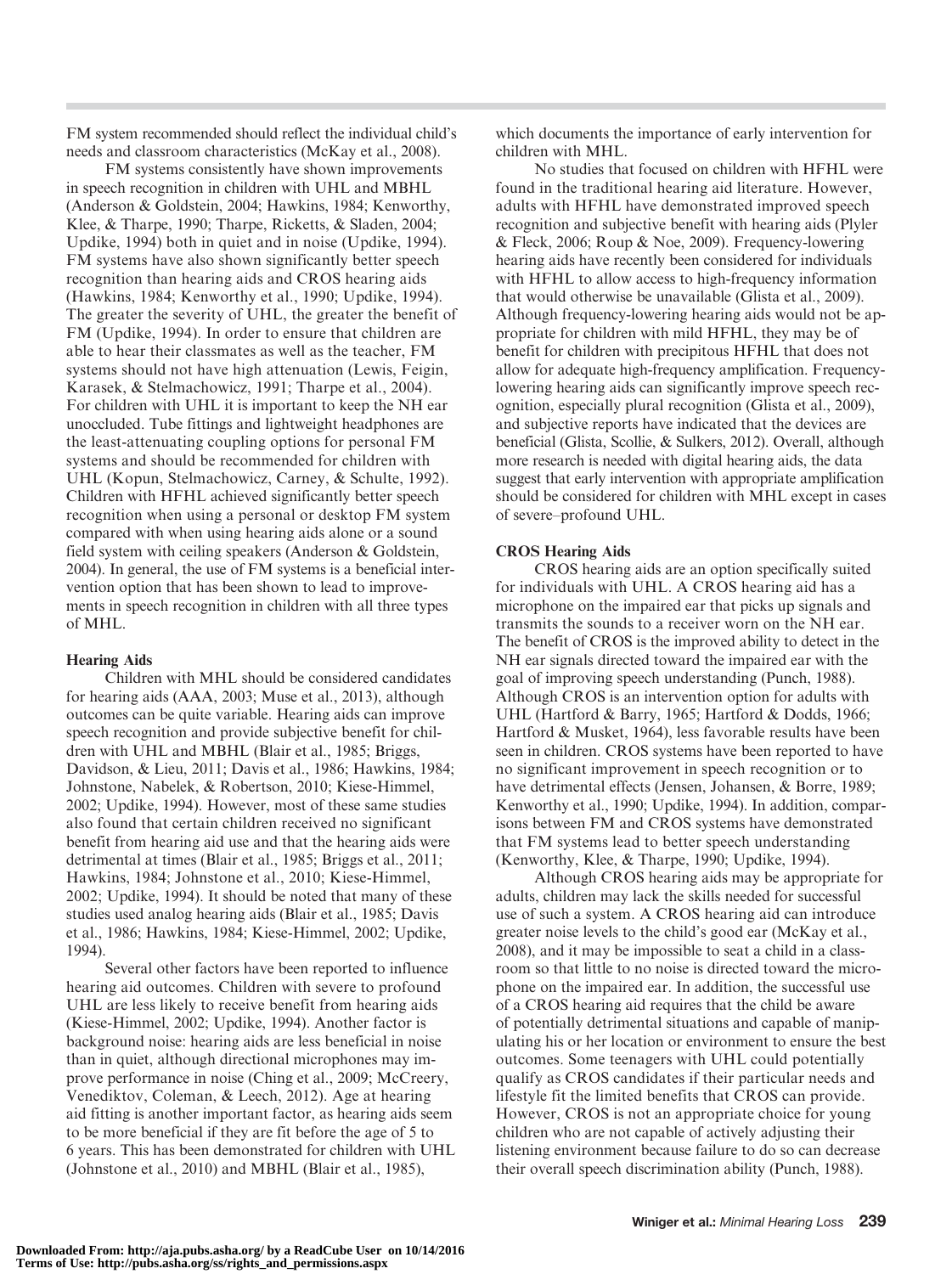FM system recommended should reflect the individual child's needs and classroom characteristics (McKay et al., 2008).

FM systems consistently have shown improvements in speech recognition in children with UHL and MBHL (Anderson & Goldstein, 2004; Hawkins, 1984; Kenworthy, Klee, & Tharpe, 1990; Tharpe, Ricketts, & Sladen, 2004; Updike, 1994) both in quiet and in noise (Updike, 1994). FM systems have also shown significantly better speech recognition than hearing aids and CROS hearing aids (Hawkins, 1984; Kenworthy et al., 1990; Updike, 1994). The greater the severity of UHL, the greater the benefit of FM (Updike, 1994). In order to ensure that children are able to hear their classmates as well as the teacher, FM systems should not have high attenuation (Lewis, Feigin, Karasek, & Stelmachowicz, 1991; Tharpe et al., 2004). For children with UHL it is important to keep the NH ear unoccluded. Tube fittings and lightweight headphones are the least-attenuating coupling options for personal FM systems and should be recommended for children with UHL (Kopun, Stelmachowicz, Carney, & Schulte, 1992). Children with HFHL achieved significantly better speech recognition when using a personal or desktop FM system compared with when using hearing aids alone or a sound field system with ceiling speakers (Anderson & Goldstein, 2004). In general, the use of FM systems is a beneficial intervention option that has been shown to lead to improvements in speech recognition in children with all three types of MHL.

### Hearing Aids

Children with MHL should be considered candidates for hearing aids (AAA, 2003; Muse et al., 2013), although outcomes can be quite variable. Hearing aids can improve speech recognition and provide subjective benefit for children with UHL and MBHL (Blair et al., 1985; Briggs, Davidson, & Lieu, 2011; Davis et al., 1986; Hawkins, 1984; Johnstone, Nabelek, & Robertson, 2010; Kiese-Himmel, 2002; Updike, 1994). However, most of these same studies also found that certain children received no significant benefit from hearing aid use and that the hearing aids were detrimental at times (Blair et al., 1985; Briggs et al., 2011; Hawkins, 1984; Johnstone et al., 2010; Kiese-Himmel, 2002; Updike, 1994). It should be noted that many of these studies used analog hearing aids (Blair et al., 1985; Davis et al., 1986; Hawkins, 1984; Kiese-Himmel, 2002; Updike, 1994).

Several other factors have been reported to influence hearing aid outcomes. Children with severe to profound UHL are less likely to receive benefit from hearing aids (Kiese-Himmel, 2002; Updike, 1994). Another factor is background noise: hearing aids are less beneficial in noise than in quiet, although directional microphones may improve performance in noise (Ching et al., 2009; McCreery, Venediktov, Coleman, & Leech, 2012). Age at hearing aid fitting is another important factor, as hearing aids seem to be more beneficial if they are fit before the age of 5 to 6 years. This has been demonstrated for children with UHL (Johnstone et al., 2010) and MBHL (Blair et al., 1985), which documents the importance of early intervention for children with MHL.

No studies that focused on children with HFHL were found in the traditional hearing aid literature. However, adults with HFHL have demonstrated improved speech recognition and subjective benefit with hearing aids (Plyler & Fleck, 2006; Roup & Noe, 2009). Frequency-lowering hearing aids have recently been considered for individuals with HFHL to allow access to high-frequency information that would otherwise be unavailable (Glista et al., 2009). Although frequency-lowering hearing aids would not be appropriate for children with mild HFHL, they may be of benefit for children with precipitous HFHL that does not allow for adequate high-frequency amplification. Frequency-lowering hearing aids can significantly improve speech recognition, especially plural recognition (Glista et al., 2009), and subjective reports have indicated that the devices are beneficial (Glista, Scollie, & Sulkers, 2012). Overall, although more research is needed with digital hearing aids, the data suggest that early intervention with appropriate amplification should be considered for children with MHL except in cases of severe–profound UHL.

### CROS Hearing Aids

CROS hearing aids are an option specifically suited for individuals with UHL. A CROS hearing aid has a microphone on the impaired ear that picks up signals and transmits the sounds to a receiver worn on the NH ear. The benefit of CROS is the improved ability to detect in the NH ear signals directed toward the impaired ear with the goal of improving speech understanding (Punch, 1988). Although CROS is an intervention option for adults with UHL (Hartford & Barry, 1965; Hartford & Dodds, 1966; Hartford & Musket, 1964), less favorable results have been seen in children. CROS systems have been reported to have no significant improvement in speech recognition or to have detrimental effects (Jensen, Johansen, & Borre, 1989; Kenworthy et al., 1990; Updike, 1994). In addition, comparisons between FM and CROS systems have demonstrated that FM systems lead to better speech understanding (Kenworthy, Klee, & Tharpe, 1990; Updike, 1994).

Although CROS hearing aids may be appropriate for adults, children may lack the skills needed for successful use of such a system. A CROS hearing aid can introduce greater noise levels to the child's good ear (McKay et al., 2008), and it may be impossible to seat a child in a classroom so that little to no noise is directed toward the microphone on the impaired ear. In addition, the successful use of a CROS hearing aid requires that the child be aware of potentially detrimental situations and capable of manipulating his or her location or environment to ensure the best outcomes. Some teenagers with UHL could potentially qualify as CROS candidates if their particular needs and lifestyle fit the limited benefits that CROS can provide. However, CROS is not an appropriate choice for young children who are not capable of actively adjusting their listening environment because failure to do so can decrease their overall speech discrimination ability (Punch, 1988).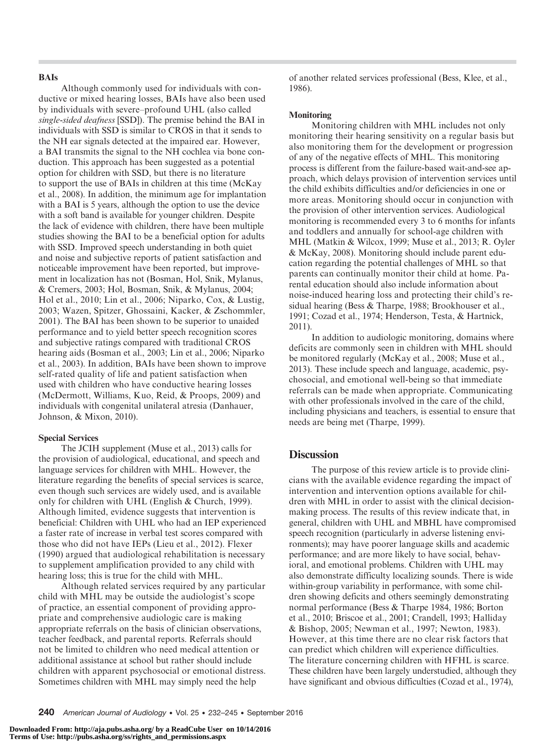#### BAIs

Although commonly used for individuals with conductive or mixed hearing losses, BAIs have also been used by individuals with severe–profound UHL (also called *single-sided deafness* [SSD]). The premise behind the BAI in individuals with SSD is similar to CROS in that it sends to the NH ear signals detected at the impaired ear. However, a BAI transmits the signal to the NH cochlea via bone conduction. This approach has been suggested as a potential option for children with SSD, but there is no literature to support the use of BAIs in children at this time (McKay et al., 2008). In addition, the minimum age for implantation with a BAI is 5 years, although the option to use the device with a soft band is available for younger children. Despite the lack of evidence with children, there have been multiple studies showing the BAI to be a beneficial option for adults with SSD. Improved speech understanding in both quiet and noise and subjective reports of patient satisfaction and noticeable improvement have been reported, but improvement in localization has not (Bosman, Hol, Snik, Mylanus, & Cremers, 2003; Hol, Bosman, Snik, & Mylanus, 2004; Hol et al., 2010; Lin et al., 2006; Niparko, Cox, & Lustig, 2003; Wazen, Spitzer, Ghossaini, Kacker, & Zschommler, 2001). The BAI has been shown to be superior to unaided performance and to yield better speech recognition scores and subjective ratings compared with traditional CROS hearing aids (Bosman et al., 2003; Lin et al., 2006; Niparko et al., 2003). In addition, BAIs have been shown to improve self-rated quality of life and patient satisfaction when used with children who have conductive hearing losses (McDermott, Williams, Kuo, Reid, & Proops, 2009) and individuals with congenital unilateral atresia (Danhauer, Johnson, & Mixon, 2010).

#### Special Services

The JCIH supplement (Muse et al., 2013) calls for the provision of audiological, educational, and speech and language services for children with MHL. However, the literature regarding the benefits of special services is scarce, even though such services are widely used, and is available only for children with UHL (English & Church, 1999). Although limited, evidence suggests that intervention is beneficial: Children with UHL who had an IEP experienced a faster rate of increase in verbal test scores compared with those who did not have IEPs (Lieu et al., 2012). Flexer (1990) argued that audiological rehabilitation is necessary to supplement amplification provided to any child with hearing loss; this is true for the child with MHL.

Although related services required by any particular child with MHL may be outside the audiologist's scope of practice, an essential component of providing appropriate and comprehensive audiologic care is making appropriate referrals on the basis of clinician observations, teacher feedback, and parental reports. Referrals should not be limited to children who need medical attention or additional assistance at school but rather should include children with apparent psychosocial or emotional distress. Sometimes children with MHL may simply need the help of another related services professional (Bess, Klee, et al., 1986).

#### Monitoring

Monitoring children with MHL includes not only monitoring their hearing sensitivity on a regular basis but also monitoring them for the development or progression of any of the negative effects of MHL. This monitoring process is different from the failure-based wait-and-see approach, which delays provision of intervention services until the child exhibits difficulties and/or deficiencies in one or more areas. Monitoring should occur in conjunction with the provision of other intervention services. Audiological monitoring is recommended every 3 to 6 months for infants and toddlers and annually for school-age children with MHL (Matkin & Wilcox, 1999; Muse et al., 2013; R. Oyler & McKay, 2008). Monitoring should include parent education regarding the potential challenges of MHL so that parents can continually monitor their child at home. Parental education should also include information about noise-induced hearing loss and protecting their child's residual hearing (Bess & Tharpe, 1988; Brookhouser et al., 1991; Cozad et al., 1974; Henderson, Testa, & Hartnick, 2011).

In addition to audiologic monitoring, domains where deficits are commonly seen in children with MHL should be monitored regularly (McKay et al., 2008; Muse et al., 2013). These include speech and language, academic, psychosocial, and emotional well-being so that immediate referrals can be made when appropriate. Communicating with other professionals involved in the care of the child, including physicians and teachers, is essential to ensure that needs are being met (Tharpe, 1999).

## Discussion

The purpose of this review article is to provide clinicians with the available evidence regarding the impact of intervention and intervention options available for children with MHL in order to assist with the clinical decision-making process. The results of this review indicate that, in general, children with UHL and MBHL have compromised speech recognition (particularly in adverse listening environments); may have poorer language skills and academic performance; and are more likely to have social, behavioral, and emotional problems. Children with UHL may also demonstrate difficulty localizing sounds. There is wide within-group variability in performance, with some children showing deficits and others seemingly demonstrating normal performance (Bess & Tharpe 1984, 1986; Borton et al., 2010; Briscoe et al., 2001; Crandell, 1993; Halliday & Bishop, 2005; Newman et al., 1997; Newton, 1983). However, at this time there are no clear risk factors that can predict which children will experience difficulties. The literature concerning children with HFHL is scarce. These children have been largely understudied, although they have significant and obvious difficulties (Cozad et al., 1974),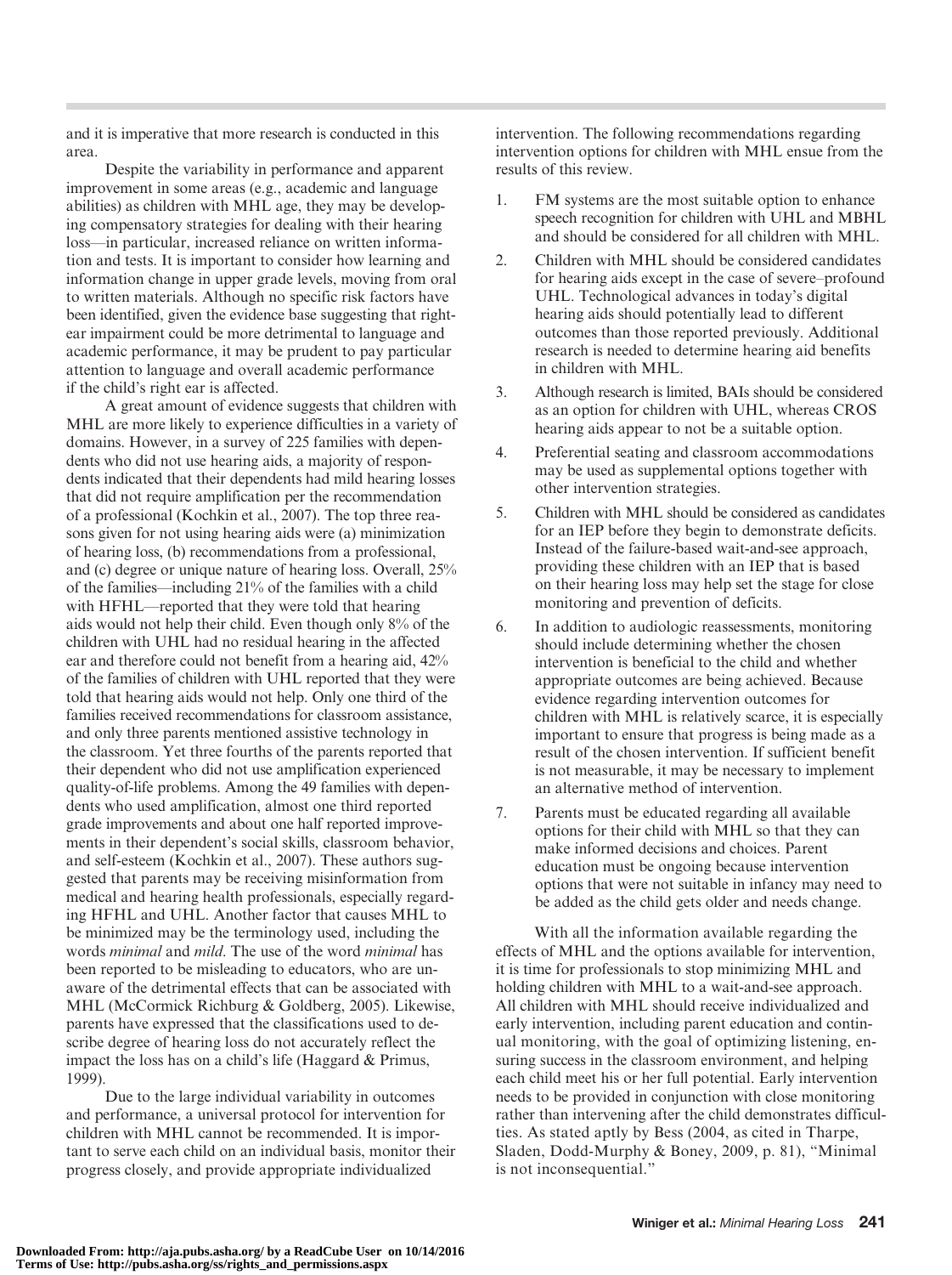and it is imperative that more research is conducted in this area.

Despite the variability in performance and apparent improvement in some areas (e.g., academic and language abilities) as children with MHL age, they may be developing compensatory strategies for dealing with their hearing loss—in particular, increased reliance on written information and tests. It is important to consider how learning and information change in upper grade levels, moving from oral to written materials. Although no specific risk factors have been identified, given the evidence base suggesting that right-ear impairment could be more detrimental to language and academic performance, it may be prudent to pay particular attention to language and overall academic performance if the child's right ear is affected.

A great amount of evidence suggests that children with MHL are more likely to experience difficulties in a variety of domains. However, in a survey of 225 families with dependents who did not use hearing aids, a majority of respondents indicated that their dependents had mild hearing losses that did not require amplification per the recommendation of a professional (Kochkin et al., 2007). The top three reasons given for not using hearing aids were (a) minimization of hearing loss, (b) recommendations from a professional, and (c) degree or unique nature of hearing loss. Overall, 25% of the families—including 21% of the families with a child with HFHL—reported that they were told that hearing aids would not help their child. Even though only 8% of the children with UHL had no residual hearing in the affected ear and therefore could not benefit from a hearing aid, 42% of the families of children with UHL reported that they were told that hearing aids would not help. Only one third of the families received recommendations for classroom assistance, and only three parents mentioned assistive technology in the classroom. Yet three fourths of the parents reported that their dependent who did not use amplification experienced quality-of-life problems. Among the 49 families with dependents who used amplification, almost one third reported grade improvements and about one half reported improvements in their dependent's social skills, classroom behavior, and self-esteem (Kochkin et al., 2007). These authors suggested that parents may be receiving misinformation from medical and hearing health professionals, especially regarding HFHL and UHL. Another factor that causes MHL to be minimized may be the terminology used, including the words *minimal* and *mild*. The use of the word *minimal* has been reported to be misleading to educators, who are unaware of the detrimental effects that can be associated with MHL (McCormick Richburg & Goldberg, 2005). Likewise, parents have expressed that the classifications used to describe degree of hearing loss do not accurately reflect the impact the loss has on a child's life (Haggard & Primus, 1999).

Due to the large individual variability in outcomes and performance, a universal protocol for intervention for children with MHL cannot be recommended. It is important to serve each child on an individual basis, monitor their progress closely, and provide appropriate individualized intervention. The following recommendations regarding intervention options for children with MHL ensue from the results of this review.

1. FM systems are the most suitable option to enhance speech recognition for children with UHL and MBHL and should be considered for all children with MHL.
2. Children with MHL should be considered candidates for hearing aids except in the case of severe–profound UHL. Technological advances in today's digital hearing aids should potentially lead to different outcomes than those reported previously. Additional research is needed to determine hearing aid benefits in children with MHL.
3. Although research is limited, BAIs should be considered as an option for children with UHL, whereas CROS hearing aids appear to not be a suitable option.
4. Preferential seating and classroom accommodations may be used as supplemental options together with other intervention strategies.
5. Children with MHL should be considered as candidates for an IEP before they begin to demonstrate deficits. Instead of the failure-based wait-and-see approach, providing these children with an IEP that is based on their hearing loss may help set the stage for close monitoring and prevention of deficits.
6. In addition to audiologic reassessments, monitoring should include determining whether the chosen intervention is beneficial to the child and whether appropriate outcomes are being achieved. Because evidence regarding intervention outcomes for children with MHL is relatively scarce, it is especially important to ensure that progress is being made as a result of the chosen intervention. If sufficient benefit is not measurable, it may be necessary to implement an alternative method of intervention.
7. Parents must be educated regarding all available options for their child with MHL so that they can make informed decisions and choices. Parent education must be ongoing because intervention options that were not suitable in infancy may need to be added as the child gets older and needs change.

With all the information available regarding the effects of MHL and the options available for intervention, it is time for professionals to stop minimizing MHL and holding children with MHL to a wait-and-see approach. All children with MHL should receive individualized and early intervention, including parent education and continual monitoring, with the goal of optimizing listening, ensuring success in the classroom environment, and helping each child meet his or her full potential. Early intervention needs to be provided in conjunction with close monitoring rather than intervening after the child demonstrates difficulties. As stated aptly by Bess (2004, as cited in Tharpe, Sladen, Dodd-Murphy & Boney, 2009, p. 81), "Minimal is not inconsequential."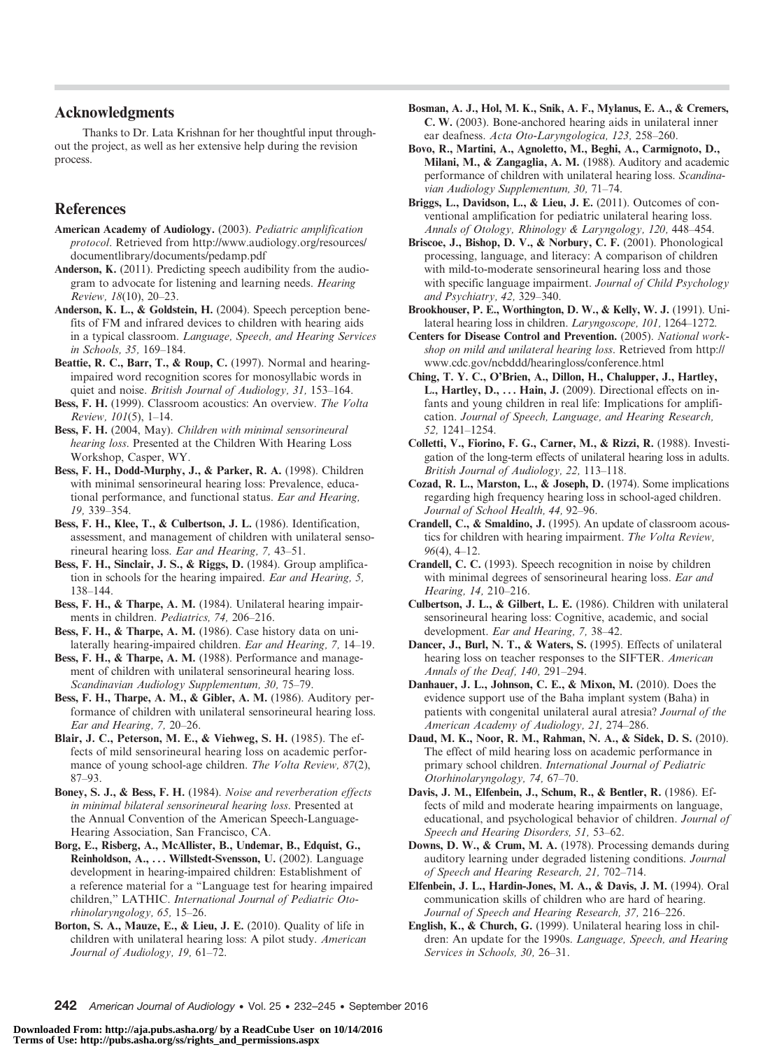## Acknowledgments

Thanks to Dr. Lata Krishnan for her thoughtful input throughout the project, as well as her extensive help during the revision process.

## References

**American Academy of Audiology.** (2003). *Pediatric amplification protocol*. Retrieved from http://www.audiology.org/resources/documentlibrary/documents/pedamp.pdf

**Anderson, K.** (2011). Predicting speech audibility from the audiogram to advocate for listening and learning needs. *Hearing Review, 18*(10), 20–23.

**Anderson, K. L., & Goldstein, H.** (2004). Speech perception benefits of FM and infrared devices to children with hearing aids in a typical classroom. *Language, Speech, and Hearing Services in Schools, 35,* 169–184.

**Beattie, R. C., Barr, T., & Roup, C.** (1997). Normal and hearing-impaired word recognition scores for monosyllabic words in quiet and noise. *British Journal of Audiology, 31,* 153–164.

**Bess, F. H.** (1999). Classroom acoustics: An overview. *The Volta Review, 101*(5), 1–14.

**Bess, F. H.** (2004, May). *Children with minimal sensorineural hearing loss*. Presented at the Children With Hearing Loss Workshop, Casper, WY.

**Bess, F. H., Dodd-Murphy, J., & Parker, R. A.** (1998). Children with minimal sensorineural hearing loss: Prevalence, educational performance, and functional status. *Ear and Hearing, 19,* 339–354.

**Bess, F. H., Klee, T., & Culbertson, J. L.** (1986). Identification, assessment, and management of children with unilateral sensorineural hearing loss. *Ear and Hearing, 7,* 43–51.

**Bess, F. H., Sinclair, J. S., & Riggs, D.** (1984). Group amplification in schools for the hearing impaired. *Ear and Hearing, 5,* 138–144.

**Bess, F. H., & Tharpe, A. M.** (1984). Unilateral hearing impairments in children. *Pediatrics, 74,* 206–216.

**Bess, F. H., & Tharpe, A. M.** (1986). Case history data on unilaterally hearing-impaired children. *Ear and Hearing, 7,* 14–19.

**Bess, F. H., & Tharpe, A. M.** (1988). Performance and management of children with unilateral sensorineural hearing loss. *Scandinavian Audiology Supplementum, 30,* 75–79.

**Bess, F. H., Tharpe, A. M., & Gibler, A. M.** (1986). Auditory performance of children with unilateral sensorineural hearing loss. *Ear and Hearing, 7,* 20–26.

**Blair, J. C., Peterson, M. E., & Viehweg, S. H.** (1985). The effects of mild sensorineural hearing loss on academic performance of young school-age children. *The Volta Review, 87*(2), 87–93.

**Boney, S. J., & Bess, F. H.** (1984). *Noise and reverberation effects in minimal bilateral sensorineural hearing loss*. Presented at the Annual Convention of the American Speech-Language-Hearing Association, San Francisco, CA.

**Borg, E., Risberg, A., McAllister, B., Undemar, B., Edquist, G., Reinholdson, A., . . . Willstedt-Svensson, U.** (2002). Language development in hearing-impaired children: Establishment of a reference material for a "Language test for hearing impaired children," LATHIC. *International Journal of Pediatric Otorhinolaryngology, 65,* 15–26.

**Borton, S. A., Mauze, E., & Lieu, J. E.** (2010). Quality of life in children with unilateral hearing loss: A pilot study. *American Journal of Audiology, 19,* 61–72.

**Bosman, A. J., Hol, M. K., Snik, A. F., Mylanus, E. A., & Cremers, C. W.** (2003). Bone-anchored hearing aids in unilateral inner ear deafness. *Acta Oto-Laryngologica, 123,* 258–260.

**Bovo, R., Martini, A., Agnoletto, M., Beghi, A., Carmignoto, D., Milani, M., & Zangaglia, A. M.** (1988). Auditory and academic performance of children with unilateral hearing loss. *Scandinavian Audiology Supplementum, 30,* 71–74.

**Briggs, L., Davidson, L., & Lieu, J. E.** (2011). Outcomes of conventional amplification for pediatric unilateral hearing loss. *Annals of Otology, Rhinology & Laryngology, 120,* 448–454.

**Briscoe, J., Bishop, D. V., & Norbury, C. F.** (2001). Phonological processing, language, and literacy: A comparison of children with mild-to-moderate sensorineural hearing loss and those with specific language impairment. *Journal of Child Psychology and Psychiatry, 42,* 329–340.

**Brookhouser, P. E., Worthington, D. W., & Kelly, W. J.** (1991). Unilateral hearing loss in children. *Laryngoscope, 101,* 1264–1272.

**Centers for Disease Control and Prevention.** (2005). *National workshop on mild and unilateral hearing loss*. Retrieved from http://www.cdc.gov/ncbddd/hearingloss/conference.html

**Ching, T. Y. C., O'Brien, A., Dillon, H., Chalupper, J., Hartley, L., Hartley, D., . . . Hain, J.** (2009). Directional effects on infants and young children in real life: Implications for amplification. *Journal of Speech, Language, and Hearing Research, 52,* 1241–1254.

**Colletti, V., Fiorino, F. G., Carner, M., & Rizzi, R.** (1988). Investigation of the long-term effects of unilateral hearing loss in adults. *British Journal of Audiology, 22,* 113–118.

**Cozad, R. L., Marston, L., & Joseph, D.** (1974). Some implications regarding high frequency hearing loss in school-aged children. *Journal of School Health, 44,* 92–96.

**Crandell, C., & Smaldino, J.** (1995). An update of classroom acoustics for children with hearing impairment. *The Volta Review, 96*(4), 4–12.

**Crandell, C. C.** (1993). Speech recognition in noise by children with minimal degrees of sensorineural hearing loss. *Ear and Hearing, 14,* 210–216.

**Culbertson, J. L., & Gilbert, L. E.** (1986). Children with unilateral sensorineural hearing loss: Cognitive, academic, and social development. *Ear and Hearing, 7,* 38–42.

**Dancer, J., Burl, N. T., & Waters, S.** (1995). Effects of unilateral hearing loss on teacher responses to the SIFTER. *American Annals of the Deaf, 140,* 291–294.

**Danhauer, J. L., Johnson, C. E., & Mixon, M.** (2010). Does the evidence support use of the Baha implant system (Baha) in patients with congenital unilateral aural atresia? *Journal of the American Academy of Audiology, 21,* 274–286.

**Daud, M. K., Noor, R. M., Rahman, N. A., & Sidek, D. S.** (2010). The effect of mild hearing loss on academic performance in primary school children. *International Journal of Pediatric Otorhinolaryngology, 74,* 67–70.

**Davis, J. M., Elfenbein, J., Schum, R., & Bentler, R.** (1986). Effects of mild and moderate hearing impairments on language, educational, and psychological behavior of children. *Journal of Speech and Hearing Disorders, 51,* 53–62.

**Downs, D. W., & Crum, M. A.** (1978). Processing demands during auditory learning under degraded listening conditions. *Journal of Speech and Hearing Research, 21,* 702–714.

**Elfenbein, J. L., Hardin-Jones, M. A., & Davis, J. M.** (1994). Oral communication skills of children who are hard of hearing. *Journal of Speech and Hearing Research, 37,* 216–226.

**English, K., & Church, G.** (1999). Unilateral hearing loss in children: An update for the 1990s. *Language, Speech, and Hearing Services in Schools, 30,* 26–31.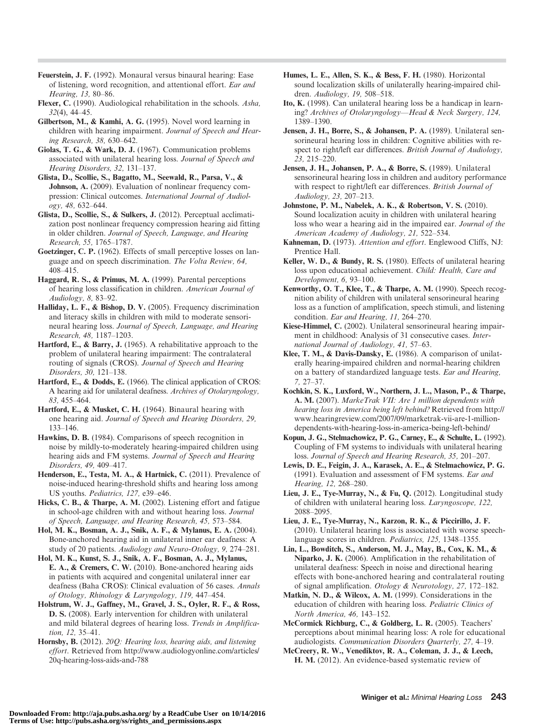**Feuerstein, J. F.** (1992). Monaural versus binaural hearing: Ease of listening, word recognition, and attentional effort. *Ear and Hearing, 13,* 80–86.

**Flexer, C.** (1990). Audiological rehabilitation in the schools. *Asha, 32*(4), 44–45.

**Gilbertson, M., & Kamhi, A. G.** (1995). Novel word learning in children with hearing impairment. *Journal of Speech and Hearing Research, 38,* 630–642.

**Giolas, T. G., & Wark, D. J.** (1967). Communication problems associated with unilateral hearing loss. *Journal of Speech and Hearing Disorders, 32,* 131–137.

**Glista, D., Scollie, S., Bagatto, M., Seewald, R., Parsa, V., & Johnson, A.** (2009). Evaluation of nonlinear frequency compression: Clinical outcomes. *International Journal of Audiology, 48,* 632–644.

**Glista, D., Scollie, S., & Sulkers, J.** (2012). Perceptual acclimatization post nonlinear frequency compression hearing aid fitting in older children. *Journal of Speech, Language, and Hearing Research, 55,* 1765–1787.

**Goetzinger, C. P.** (1962). Effects of small perceptive losses on language and on speech discrimination. *The Volta Review, 64,* 408–415.

**Haggard, R. S., & Primus, M. A.** (1999). Parental perceptions of hearing loss classification in children. *American Journal of Audiology, 8,* 83–92.

**Halliday, L. F., & Bishop, D. V.** (2005). Frequency discrimination and literacy skills in children with mild to moderate sensorineural hearing loss. *Journal of Speech, Language, and Hearing Research, 48,* 1187–1203.

**Hartford, E., & Barry, J.** (1965). A rehabilitative approach to the problem of unilateral hearing impairment: The contralateral routing of signals (CROS). *Journal of Speech and Hearing Disorders, 30,* 121–138.

**Hartford, E., & Dodds, E.** (1966). The clinical application of CROS: A hearing aid for unilateral deafness. *Archives of Otolaryngology, 83,* 455–464.

**Hartford, E., & Musket, C. H.** (1964). Binaural hearing with one hearing aid. *Journal of Speech and Hearing Disorders, 29,* 133–146.

**Hawkins, D. B.** (1984). Comparisons of speech recognition in noise by mildly-to-moderately hearing-impaired children using hearing aids and FM systems. *Journal of Speech and Hearing Disorders, 49,* 409–417.

**Henderson, E., Testa, M. A., & Hartnick, C.** (2011). Prevalence of noise-induced hearing-threshold shifts and hearing loss among US youths. *Pediatrics, 127,* e39–e46.

**Hicks, C. B., & Tharpe, A. M.** (2002). Listening effort and fatigue in school-age children with and without hearing loss. *Journal of Speech, Language, and Hearing Research, 45,* 573–584.

**Hol, M. K., Bosman, A. J., Snik, A. F., & Mylanus, E. A.** (2004). Bone-anchored hearing aid in unilateral inner ear deafness: A study of 20 patients. *Audiology and Neuro-Otology, 9,* 274–281.

**Hol, M. K., Kunst, S. J., Snik, A. F., Bosman, A. J., Mylanus, E. A., & Cremers, C. W.** (2010). Bone-anchored hearing aids in patients with acquired and congenital unilateral inner ear deafness (Baha CROS): Clinical evaluation of 56 cases. *Annals of Otology, Rhinology & Laryngology, 119,* 447–454.

**Holstrum, W. J., Gaffney, M., Gravel, J. S., Oyler, R. F., & Ross, D. S.** (2008). Early intervention for children with unilateral and mild bilateral degrees of hearing loss. *Trends in Amplification, 12,* 35–41.

**Hornsby, B.** (2012). *20Q: Hearing loss, hearing aids, and listening effort*. Retrieved from http://www.audiologyonline.com/articles/20q-hearing-loss-aids-and-788

**Humes, L. E., Allen, S. K., & Bess, F. H.** (1980). Horizontal sound localization skills of unilaterally hearing-impaired children. *Audiology, 19,* 508–518.

**Ito, K.** (1998). Can unilateral hearing loss be a handicap in learning? *Archives of Otolaryngology—Head & Neck Surgery, 124,* 1389–1390.

**Jensen, J. H., Borre, S., & Johansen, P. A.** (1989). Unilateral sensorineural hearing loss in children: Cognitive abilities with respect to right/left ear differences. *British Journal of Audiology, 23,* 215–220.

**Jensen, J. H., Johansen, P. A., & Borre, S.** (1989). Unilateral sensorineural hearing loss in children and auditory performance with respect to right/left ear differences. *British Journal of Audiology, 23,* 207–213.

**Johnstone, P. M., Nabelek, A. K., & Robertson, V. S.** (2010). Sound localization acuity in children with unilateral hearing loss who wear a hearing aid in the impaired ear. *Journal of the American Academy of Audiology, 21,* 522–534.

**Kahneman, D.** (1973). *Attention and effort*. Englewood Cliffs, NJ: Prentice Hall.

**Keller, W. D., & Bundy, R. S.** (1980). Effects of unilateral hearing loss upon educational achievement. *Child: Health, Care and Development, 6,* 93–100.

**Kenworthy, O. T., Klee, T., & Tharpe, A. M.** (1990). Speech recognition ability of children with unilateral sensorineural hearing loss as a function of amplification, speech stimuli, and listening condition. *Ear and Hearing, 11,* 264–270.

**Kiese-Himmel, C.** (2002). Unilateral sensorineural hearing impairment in childhood: Analysis of 31 consecutive cases. *International Journal of Audiology, 41,* 57–63.

**Klee, T. M., & Davis-Dansky, E.** (1986). A comparison of unilaterally hearing-impaired children and normal-hearing children on a battery of standardized language tests. *Ear and Hearing, 7,* 27–37.

**Kochkin, S. K., Luxford, W., Northern, J. L., Mason, P., & Tharpe, A. M.** (2007). *MarkeTrak VII: Are 1 million dependents with hearing loss in America being left behind?* Retrieved from http://www.hearingreview.com/2007/09/marketrak-vii-are-1-million-dependents-with-hearing-loss-in-america-being-left-behind/

**Kopun, J. G., Stelmachowicz, P. G., Carney, E., & Schulte, L.** (1992). Coupling of FM systems to individuals with unilateral hearing loss. *Journal of Speech and Hearing Research, 35,* 201–207.

**Lewis, D. E., Feigin, J. A., Karasek, A. E., & Stelmachowicz, P. G.** (1991). Evaluation and assessment of FM systems. *Ear and Hearing, 12,* 268–280.

**Lieu, J. E., Tye-Murray, N., & Fu, Q.** (2012). Longitudinal study of children with unilateral hearing loss. *Laryngoscope, 122,* 2088–2095.

**Lieu, J. E., Tye-Murray, N., Karzon, R. K., & Piccirillo, J. F.** (2010). Unilateral hearing loss is associated with worse speech-language scores in children. *Pediatrics, 125,* 1348–1355.

**Lin, L., Bowditch, S., Anderson, M. J., May, B., Cox, K. M., & Niparko, J. K.** (2006). Amplification in the rehabilitation of unilateral deafness: Speech in noise and directional hearing effects with bone-anchored hearing and contralateral routing of signal amplification. *Otology & Neurotology, 27,* 172–182.

**Matkin, N. D., & Wilcox, A. M.** (1999). Considerations in the education of children with hearing loss. *Pediatric Clinics of North America, 46,* 143–152.

**McCormick Richburg, C., & Goldberg, L. R.** (2005). Teachers' perceptions about minimal hearing loss: A role for educational audiologists. *Communication Disorders Quarterly, 27,* 4–19.

**McCreery, R. W., Venediktov, R. A., Coleman, J. J., & Leech, H. M.** (2012). An evidence-based systematic review of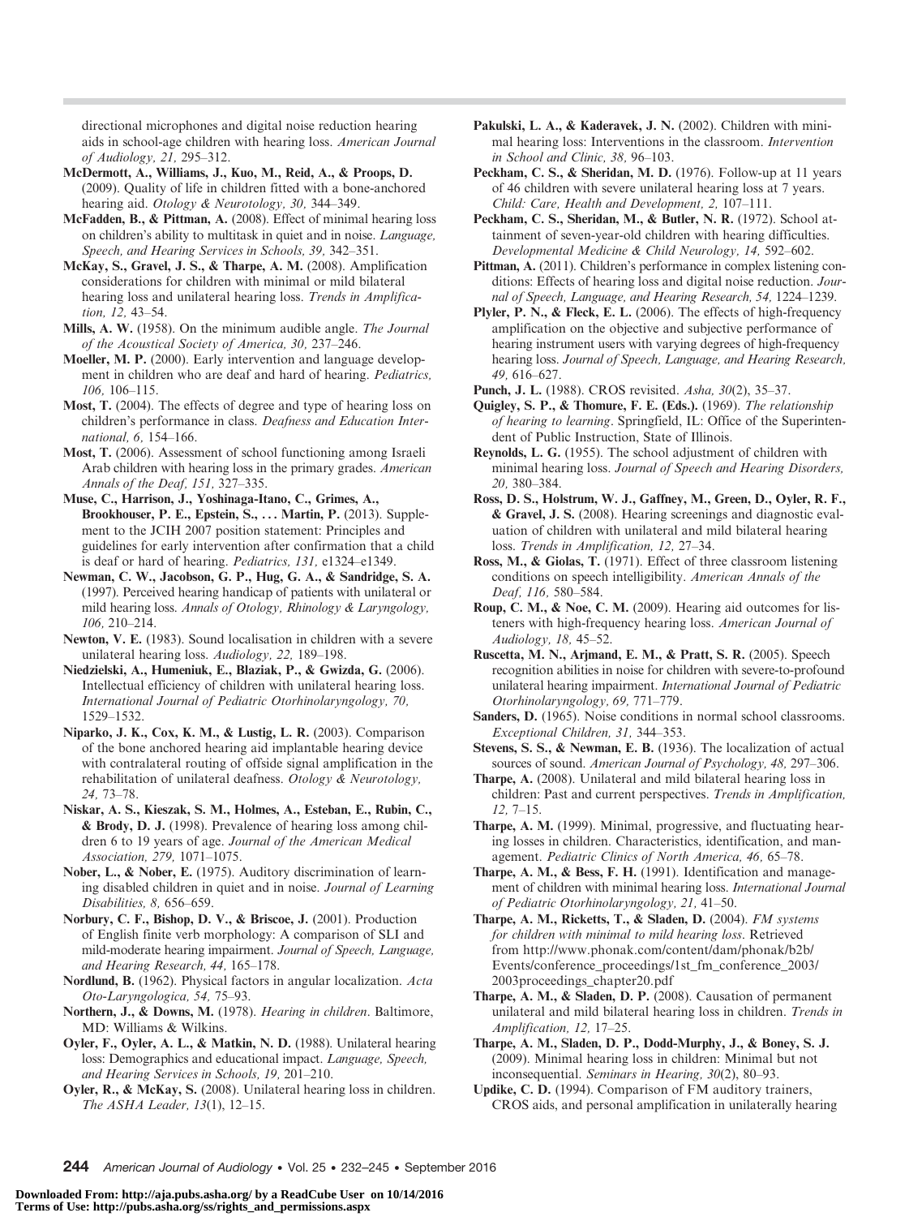directional microphones and digital noise reduction hearing aids in school-age children with hearing loss. *American Journal of Audiology, 21,* 295–312.

**McDermott, A., Williams, J., Kuo, M., Reid, A., & Proops, D.** (2009). Quality of life in children fitted with a bone-anchored hearing aid. *Otology & Neurotology, 30,* 344–349.

**McFadden, B., & Pittman, A.** (2008). Effect of minimal hearing loss on children's ability to multitask in quiet and in noise. *Language, Speech, and Hearing Services in Schools, 39,* 342–351.

**McKay, S., Gravel, J. S., & Tharpe, A. M.** (2008). Amplification considerations for children with minimal or mild bilateral hearing loss and unilateral hearing loss. *Trends in Amplification, 12,* 43–54.

**Mills, A. W.** (1958). On the minimum audible angle. *The Journal of the Acoustical Society of America, 30,* 237–246.

**Moeller, M. P.** (2000). Early intervention and language development in children who are deaf and hard of hearing. *Pediatrics, 106,* 106–115.

**Most, T.** (2004). The effects of degree and type of hearing loss on children's performance in class. *Deafness and Education International, 6,* 154–166.

**Most, T.** (2006). Assessment of school functioning among Israeli Arab children with hearing loss in the primary grades. *American Annals of the Deaf, 151,* 327–335.

**Muse, C., Harrison, J., Yoshinaga-Itano, C., Grimes, A., Brookhouser, P. E., Epstein, S., . . . Martin, P.** (2013). Supplement to the JCIH 2007 position statement: Principles and guidelines for early intervention after confirmation that a child is deaf or hard of hearing. *Pediatrics, 131,* e1324–e1349.

**Newman, C. W., Jacobson, G. P., Hug, G. A., & Sandridge, S. A.** (1997). Perceived hearing handicap of patients with unilateral or mild hearing loss. *Annals of Otology, Rhinology & Laryngology, 106,* 210–214.

**Newton, V. E.** (1983). Sound localisation in children with a severe unilateral hearing loss. *Audiology, 22,* 189–198.

**Niedzielski, A., Humeniuk, E., Blaziak, P., & Gwizda, G.** (2006). Intellectual efficiency of children with unilateral hearing loss. *International Journal of Pediatric Otorhinolaryngology, 70,* 1529–1532.

**Niparko, J. K., Cox, K. M., & Lustig, L. R.** (2003). Comparison of the bone anchored hearing aid implantable hearing device with contralateral routing of offside signal amplification in the rehabilitation of unilateral deafness. *Otology & Neurotology, 24,* 73–78.

**Niskar, A. S., Kieszak, S. M., Holmes, A., Esteban, E., Rubin, C., & Brody, D. J.** (1998). Prevalence of hearing loss among children 6 to 19 years of age. *Journal of the American Medical Association, 279,* 1071–1075.

**Nober, L., & Nober, E.** (1975). Auditory discrimination of learning disabled children in quiet and in noise. *Journal of Learning Disabilities, 8,* 656–659.

**Norbury, C. F., Bishop, D. V., & Briscoe, J.** (2001). Production of English finite verb morphology: A comparison of SLI and mild-moderate hearing impairment. *Journal of Speech, Language, and Hearing Research, 44,* 165–178.

**Nordlund, B.** (1962). Physical factors in angular localization. *Acta Oto-Laryngologica, 54,* 75–93.

**Northern, J., & Downs, M.** (1978). *Hearing in children*. Baltimore, MD: Williams & Wilkins.

**Oyler, F., Oyler, A. L., & Matkin, N. D.** (1988). Unilateral hearing loss: Demographics and educational impact. *Language, Speech, and Hearing Services in Schools, 19,* 201–210.

**Oyler, R., & McKay, S.** (2008). Unilateral hearing loss in children. *The ASHA Leader, 13*(1), 12–15.

**Pakulski, L. A., & Kaderavek, J. N.** (2002). Children with minimal hearing loss: Interventions in the classroom. *Intervention in School and Clinic, 38,* 96–103.

**Peckham, C. S., & Sheridan, M. D.** (1976). Follow-up at 11 years of 46 children with severe unilateral hearing loss at 7 years. *Child: Care, Health and Development, 2,* 107–111.

**Peckham, C. S., Sheridan, M., & Butler, N. R.** (1972). School attainment of seven-year-old children with hearing difficulties. *Developmental Medicine & Child Neurology, 14,* 592–602.

**Pittman, A.** (2011). Children's performance in complex listening conditions: Effects of hearing loss and digital noise reduction. *Journal of Speech, Language, and Hearing Research, 54,* 1224–1239.

**Plyler, P. N., & Fleck, E. L.** (2006). The effects of high-frequency amplification on the objective and subjective performance of hearing instrument users with varying degrees of high-frequency hearing loss. *Journal of Speech, Language, and Hearing Research, 49,* 616–627.

**Punch, J. L.** (1988). CROS revisited. *Asha, 30*(2), 35–37.

**Quigley, S. P., & Thomure, F. E. (Eds.).** (1969). *The relationship of hearing to learning*. Springfield, IL: Office of the Superintendent of Public Instruction, State of Illinois.

**Reynolds, L. G.** (1955). The school adjustment of children with minimal hearing loss. *Journal of Speech and Hearing Disorders, 20,* 380–384.

**Ross, D. S., Holstrum, W. J., Gaffney, M., Green, D., Oyler, R. F., & Gravel, J. S.** (2008). Hearing screenings and diagnostic evaluation of children with unilateral and mild bilateral hearing loss. *Trends in Amplification, 12,* 27–34.

**Ross, M., & Giolas, T.** (1971). Effect of three classroom listening conditions on speech intelligibility. *American Annals of the Deaf, 116,* 580–584.

**Roup, C. M., & Noe, C. M.** (2009). Hearing aid outcomes for listeners with high-frequency hearing loss. *American Journal of Audiology, 18,* 45–52.

**Ruscetta, M. N., Arjmand, E. M., & Pratt, S. R.** (2005). Speech recognition abilities in noise for children with severe-to-profound unilateral hearing impairment. *International Journal of Pediatric Otorhinolaryngology, 69,* 771–779.

**Sanders, D.** (1965). Noise conditions in normal school classrooms. *Exceptional Children, 31,* 344–353.

**Stevens, S. S., & Newman, E. B.** (1936). The localization of actual sources of sound. *American Journal of Psychology, 48,* 297–306.

**Tharpe, A.** (2008). Unilateral and mild bilateral hearing loss in children: Past and current perspectives. *Trends in Amplification, 12,* 7–15.

**Tharpe, A. M.** (1999). Minimal, progressive, and fluctuating hearing losses in children. Characteristics, identification, and management. *Pediatric Clinics of North America, 46,* 65–78.

**Tharpe, A. M., & Bess, F. H.** (1991). Identification and management of children with minimal hearing loss. *International Journal of Pediatric Otorhinolaryngology, 21,* 41–50.

**Tharpe, A. M., Ricketts, T., & Sladen, D.** (2004). *FM systems for children with minimal to mild hearing loss*. Retrieved from http://www.phonak.com/content/dam/phonak/b2b/Events/conference_proceedings/1st_fm_conference_2003/2003proceedings_chapter20.pdf

**Tharpe, A. M., & Sladen, D. P.** (2008). Causation of permanent unilateral and mild bilateral hearing loss in children. *Trends in Amplification, 12,* 17–25.

**Tharpe, A. M., Sladen, D. P., Dodd-Murphy, J., & Boney, S. J.** (2009). Minimal hearing loss in children: Minimal but not inconsequential. *Seminars in Hearing, 30*(2), 80–93.

**Updike, C. D.** (1994). Comparison of FM auditory trainers, CROS aids, and personal amplification in unilaterally hearing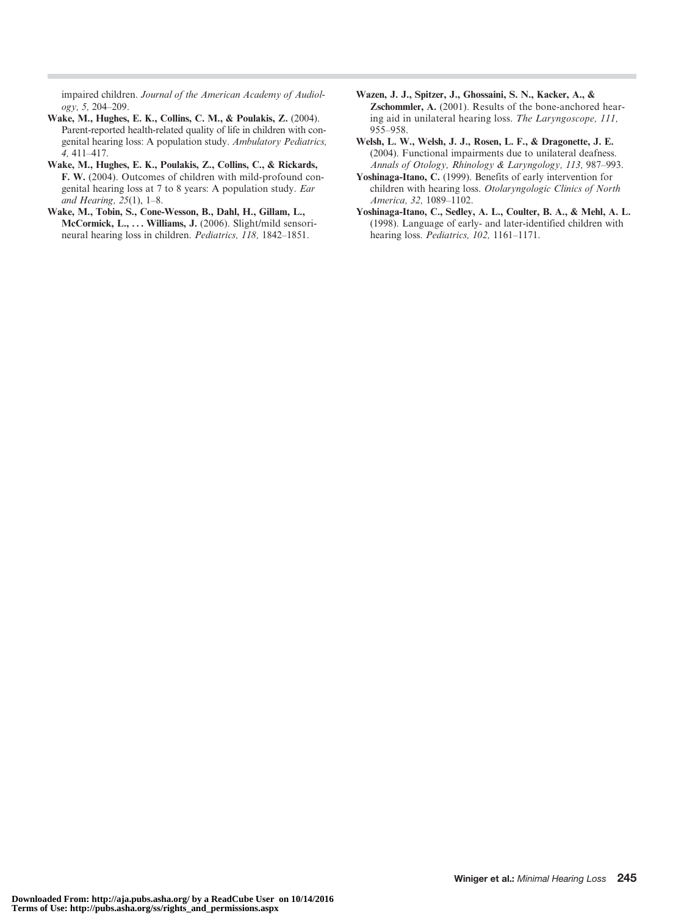impaired children. *Journal of the American Academy of Audiology, 5,* 204–209.

**Wake, M., Hughes, E. K., Collins, C. M., & Poulakis, Z.** (2004). Parent-reported health-related quality of life in children with congenital hearing loss: A population study. *Ambulatory Pediatrics, 4,* 411–417.

**Wake, M., Hughes, E. K., Poulakis, Z., Collins, C., & Rickards, F. W.** (2004). Outcomes of children with mild-profound congenital hearing loss at 7 to 8 years: A population study. *Ear and Hearing, 25*(1), 1–8.

**Wake, M., Tobin, S., Cone-Wesson, B., Dahl, H., Gillam, L., McCormick, L., . . . Williams, J.** (2006). Slight/mild sensorineural hearing loss in children. *Pediatrics, 118,* 1842–1851.

**Wazen, J. J., Spitzer, J., Ghossaini, S. N., Kacker, A., & Zschommler, A.** (2001). Results of the bone-anchored hearing aid in unilateral hearing loss. *The Laryngoscope, 111,* 955–958.

**Welsh, L. W., Welsh, J. J., Rosen, L. F., & Dragonette, J. E.** (2004). Functional impairments due to unilateral deafness. *Annals of Otology, Rhinology & Laryngology, 113,* 987–993.

**Yoshinaga-Itano, C.** (1999). Benefits of early intervention for children with hearing loss. *Otolaryngologic Clinics of North America, 32,* 1089–1102.

**Yoshinaga-Itano, C., Sedley, A. L., Coulter, B. A., & Mehl, A. L.** (1998). Language of early- and later-identified children with hearing loss. *Pediatrics, 102,* 1161–1171.

Downloaded From: http://aja.pubs.asha.org/ by a ReadCube User on 10/14/2016
Terms of Use: http://pubs.asha.org/ss/rights_and_permissions.aspx